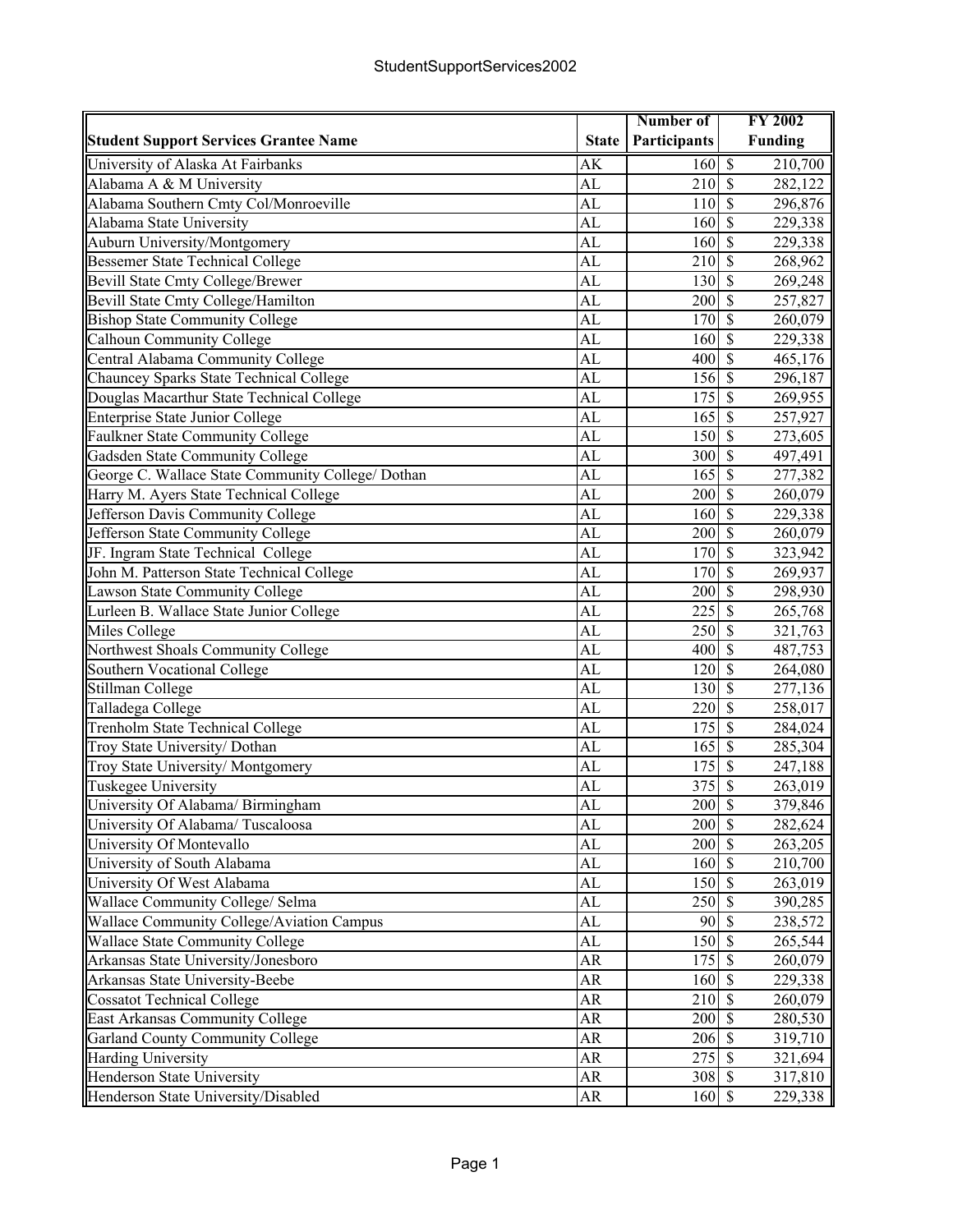# StudentSupportServices2002

| Student Support Services Grantee Name | State | Number of Participants | FY 2002 Funding |
|---|---|---|---|
| University of Alaska At Fairbanks | AK | 160 | $ 210,700 |
| Alabama A & M University | AL | 210 | $ 282,122 |
| Alabama Southern Cmty Col/Monroeville | AL | 110 | $ 296,876 |
| Alabama State University | AL | 160 | $ 229,338 |
| Auburn University/Montgomery | AL | 160 | $ 229,338 |
| Bessemer State Technical College | AL | 210 | $ 268,962 |
| Bevill State Cmty College/Brewer | AL | 130 | $ 269,248 |
| Bevill State Cmty College/Hamilton | AL | 200 | $ 257,827 |
| Bishop State Community College | AL | 170 | $ 260,079 |
| Calhoun Community College | AL | 160 | $ 229,338 |
| Central Alabama Community College | AL | 400 | $ 465,176 |
| Chauncey Sparks State Technical College | AL | 156 | $ 296,187 |
| Douglas Macarthur State Technical College | AL | 175 | $ 269,955 |
| Enterprise State Junior College | AL | 165 | $ 257,927 |
| Faulkner State Community College | AL | 150 | $ 273,605 |
| Gadsden State Community College | AL | 300 | $ 497,491 |
| George C. Wallace State Community College/ Dothan | AL | 165 | $ 277,382 |
| Harry M. Ayers State Technical College | AL | 200 | $ 260,079 |
| Jefferson Davis Community College | AL | 160 | $ 229,338 |
| Jefferson State Community College | AL | 200 | $ 260,079 |
| JF. Ingram State Technical College | AL | 170 | $ 323,942 |
| John M. Patterson State Technical College | AL | 170 | $ 269,937 |
| Lawson State Community College | AL | 200 | $ 298,930 |
| Lurleen B. Wallace State Junior College | AL | 225 | $ 265,768 |
| Miles College | AL | 250 | $ 321,763 |
| Northwest Shoals Community College | AL | 400 | $ 487,753 |
| Southern Vocational College | AL | 120 | $ 264,080 |
| Stillman College | AL | 130 | $ 277,136 |
| Talladega College | AL | 220 | $ 258,017 |
| Trenholm State Technical College | AL | 175 | $ 284,024 |
| Troy State University/ Dothan | AL | 165 | $ 285,304 |
| Troy State University/ Montgomery | AL | 175 | $ 247,188 |
| Tuskegee University | AL | 375 | $ 263,019 |
| University Of Alabama/ Birmingham | AL | 200 | $ 379,846 |
| University Of Alabama/ Tuscaloosa | AL | 200 | $ 282,624 |
| University Of Montevallo | AL | 200 | $ 263,205 |
| University of South Alabama | AL | 160 | $ 210,700 |
| University Of West Alabama | AL | 150 | $ 263,019 |
| Wallace Community College/ Selma | AL | 250 | $ 390,285 |
| Wallace Community College/Aviation Campus | AL | 90 | $ 238,572 |
| Wallace State Community College | AL | 150 | $ 265,544 |
| Arkansas State University/Jonesboro | AR | 175 | $ 260,079 |
| Arkansas State University-Beebe | AR | 160 | $ 229,338 |
| Cossatot Technical College | AR | 210 | $ 260,079 |
| East Arkansas Community College | AR | 200 | $ 280,530 |
| Garland County Community College | AR | 206 | $ 319,710 |
| Harding University | AR | 275 | $ 321,694 |
| Henderson State University | AR | 308 | $ 317,810 |
| Henderson State University/Disabled | AR | 160 | $ 229,338 |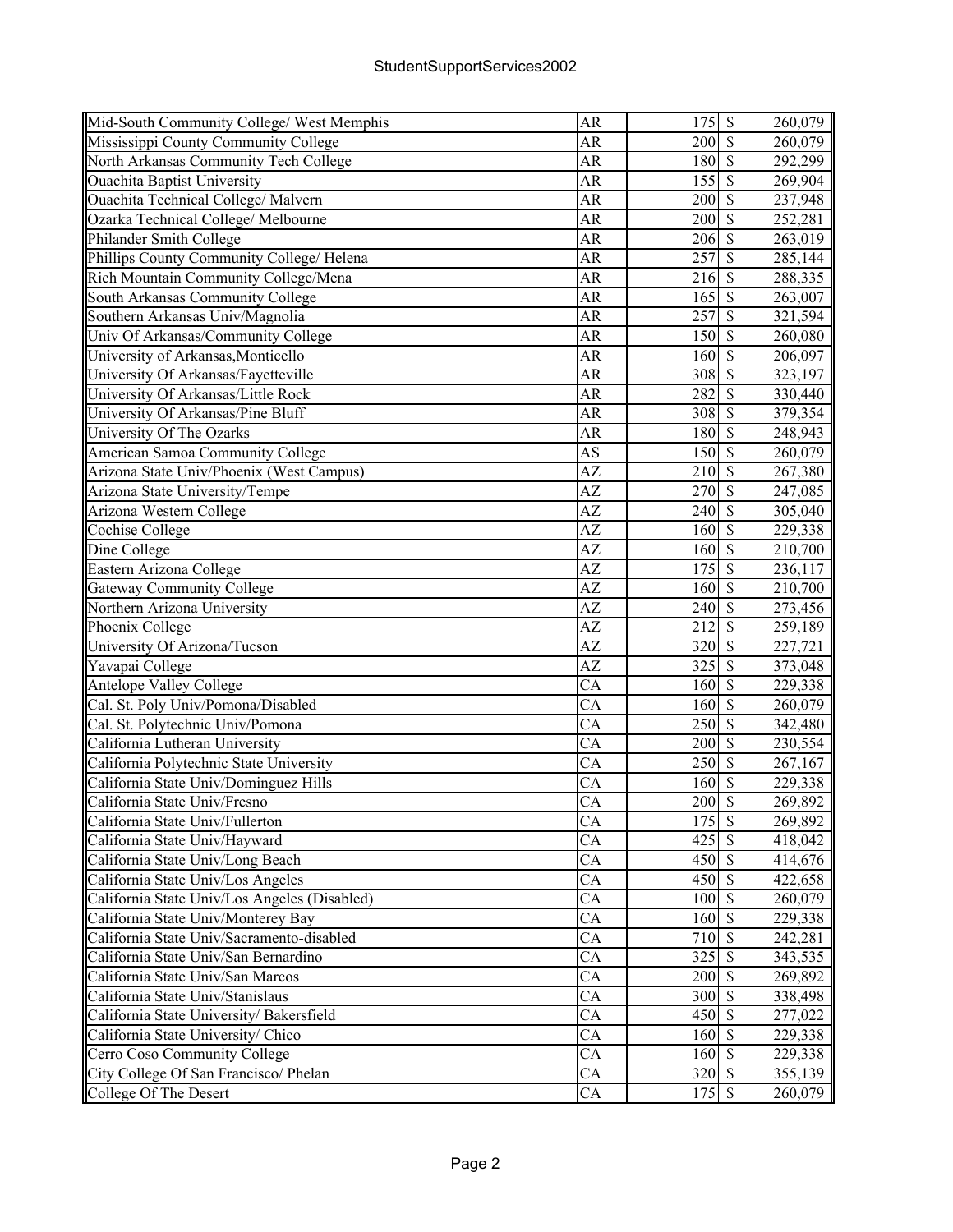| Mid-South Community College/ West Memphis | AR | 175 | $ | 260,079 |
|---|---|---|---|---|
| Mississippi County Community College | AR | 200 | $ | 260,079 |
| North Arkansas Community Tech College | AR | 180 | $ | 292,299 |
| Ouachita Baptist University | AR | 155 | $ | 269,904 |
| Ouachita Technical College/ Malvern | AR | 200 | $ | 237,948 |
| Ozarka Technical College/ Melbourne | AR | 200 | $ | 252,281 |
| Philander Smith College | AR | 206 | $ | 263,019 |
| Phillips County Community College/ Helena | AR | 257 | $ | 285,144 |
| Rich Mountain Community College/Mena | AR | 216 | $ | 288,335 |
| South Arkansas Community College | AR | 165 | $ | 263,007 |
| Southern Arkansas Univ/Magnolia | AR | 257 | $ | 321,594 |
| Univ Of Arkansas/Community College | AR | 150 | $ | 260,080 |
| University of Arkansas,Monticello | AR | 160 | $ | 206,097 |
| University Of Arkansas/Fayetteville | AR | 308 | $ | 323,197 |
| University Of Arkansas/Little Rock | AR | 282 | $ | 330,440 |
| University Of Arkansas/Pine Bluff | AR | 308 | $ | 379,354 |
| University Of The Ozarks | AR | 180 | $ | 248,943 |
| American Samoa Community College | AS | 150 | $ | 260,079 |
| Arizona State Univ/Phoenix (West Campus) | AZ | 210 | $ | 267,380 |
| Arizona State University/Tempe | AZ | 270 | $ | 247,085 |
| Arizona Western College | AZ | 240 | $ | 305,040 |
| Cochise College | AZ | 160 | $ | 229,338 |
| Dine College | AZ | 160 | $ | 210,700 |
| Eastern Arizona College | AZ | 175 | $ | 236,117 |
| Gateway Community College | AZ | 160 | $ | 210,700 |
| Northern Arizona University | AZ | 240 | $ | 273,456 |
| Phoenix College | AZ | 212 | $ | 259,189 |
| University Of Arizona/Tucson | AZ | 320 | $ | 227,721 |
| Yavapai College | AZ | 325 | $ | 373,048 |
| Antelope Valley College | CA | 160 | $ | 229,338 |
| Cal. St. Poly Univ/Pomona/Disabled | CA | 160 | $ | 260,079 |
| Cal. St. Polytechnic Univ/Pomona | CA | 250 | $ | 342,480 |
| California Lutheran University | CA | 200 | $ | 230,554 |
| California Polytechnic State University | CA | 250 | $ | 267,167 |
| California State Univ/Dominguez Hills | CA | 160 | $ | 229,338 |
| California State Univ/Fresno | CA | 200 | $ | 269,892 |
| California State Univ/Fullerton | CA | 175 | $ | 269,892 |
| California State Univ/Hayward | CA | 425 | $ | 418,042 |
| California State Univ/Long Beach | CA | 450 | $ | 414,676 |
| California State Univ/Los Angeles | CA | 450 | $ | 422,658 |
| California State Univ/Los Angeles (Disabled) | CA | 100 | $ | 260,079 |
| California State Univ/Monterey Bay | CA | 160 | $ | 229,338 |
| California State Univ/Sacramento-disabled | CA | 710 | $ | 242,281 |
| California State Univ/San Bernardino | CA | 325 | $ | 343,535 |
| California State Univ/San Marcos | CA | 200 | $ | 269,892 |
| California State Univ/Stanislaus | CA | 300 | $ | 338,498 |
| California State University/ Bakersfield | CA | 450 | $ | 277,022 |
| California State University/ Chico | CA | 160 | $ | 229,338 |
| Cerro Coso Community College | CA | 160 | $ | 229,338 |
| City College Of San Francisco/ Phelan | CA | 320 | $ | 355,139 |
| College Of The Desert | CA | 175 | $ | 260,079 |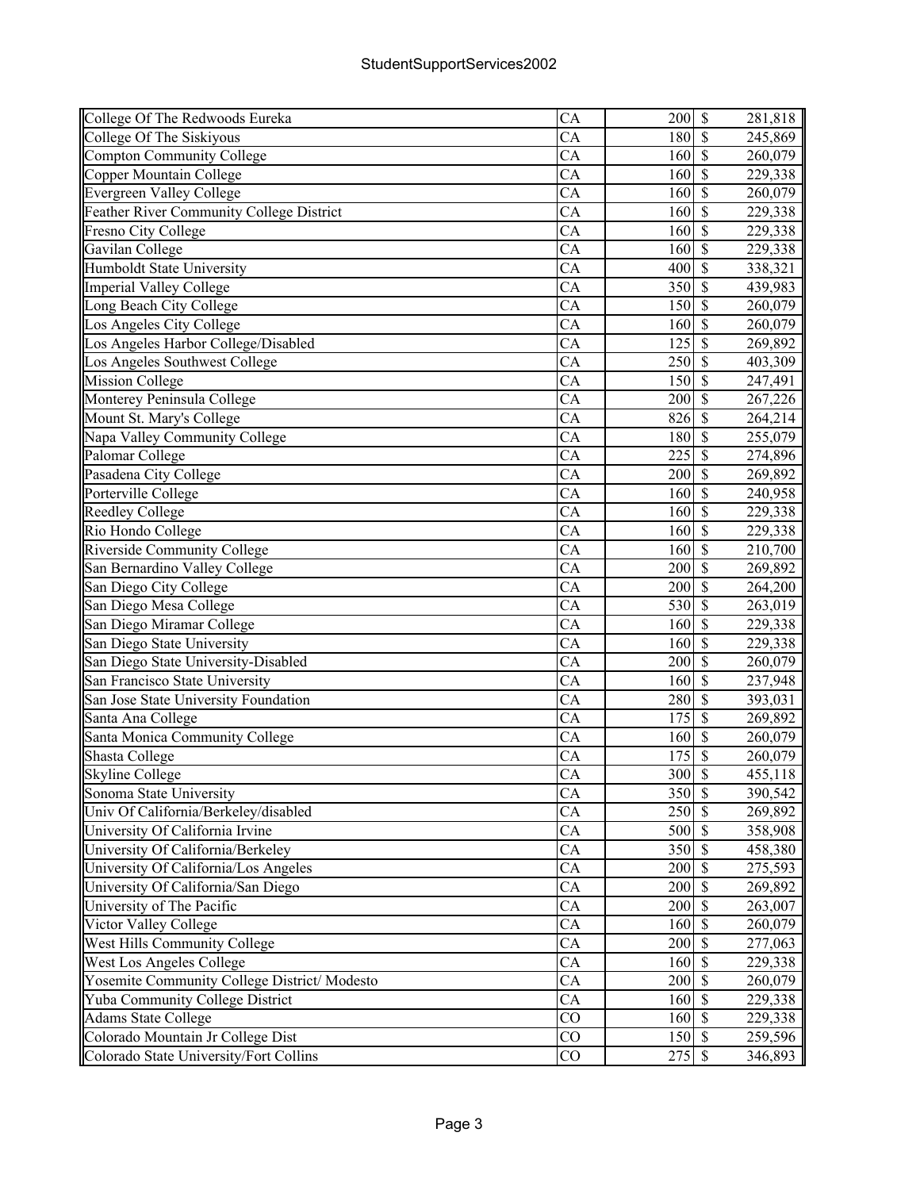| | | | |
|---|---|---|---|
| College Of The Redwoods Eureka | CA | 200 | $ 281,818 |
| College Of The Siskiyous | CA | 180 | $ 245,869 |
| Compton Community College | CA | 160 | $ 260,079 |
| Copper Mountain College | CA | 160 | $ 229,338 |
| Evergreen Valley College | CA | 160 | $ 260,079 |
| Feather River Community College District | CA | 160 | $ 229,338 |
| Fresno City College | CA | 160 | $ 229,338 |
| Gavilan College | CA | 160 | $ 229,338 |
| Humboldt State University | CA | 400 | $ 338,321 |
| Imperial Valley College | CA | 350 | $ 439,983 |
| Long Beach City College | CA | 150 | $ 260,079 |
| Los Angeles City College | CA | 160 | $ 260,079 |
| Los Angeles Harbor College/Disabled | CA | 125 | $ 269,892 |
| Los Angeles Southwest College | CA | 250 | $ 403,309 |
| Mission College | CA | 150 | $ 247,491 |
| Monterey Peninsula College | CA | 200 | $ 267,226 |
| Mount St. Mary's College | CA | 826 | $ 264,214 |
| Napa Valley Community College | CA | 180 | $ 255,079 |
| Palomar College | CA | 225 | $ 274,896 |
| Pasadena City College | CA | 200 | $ 269,892 |
| Porterville College | CA | 160 | $ 240,958 |
| Reedley College | CA | 160 | $ 229,338 |
| Rio Hondo College | CA | 160 | $ 229,338 |
| Riverside Community College | CA | 160 | $ 210,700 |
| San Bernardino Valley College | CA | 200 | $ 269,892 |
| San Diego City College | CA | 200 | $ 264,200 |
| San Diego Mesa College | CA | 530 | $ 263,019 |
| San Diego Miramar College | CA | 160 | $ 229,338 |
| San Diego State University | CA | 160 | $ 229,338 |
| San Diego State University-Disabled | CA | 200 | $ 260,079 |
| San Francisco State University | CA | 160 | $ 237,948 |
| San Jose State University Foundation | CA | 280 | $ 393,031 |
| Santa Ana College | CA | 175 | $ 269,892 |
| Santa Monica Community College | CA | 160 | $ 260,079 |
| Shasta College | CA | 175 | $ 260,079 |
| Skyline College | CA | 300 | $ 455,118 |
| Sonoma State University | CA | 350 | $ 390,542 |
| Univ Of California/Berkeley/disabled | CA | 250 | $ 269,892 |
| University Of California Irvine | CA | 500 | $ 358,908 |
| University Of California/Berkeley | CA | 350 | $ 458,380 |
| University Of California/Los Angeles | CA | 200 | $ 275,593 |
| University Of California/San Diego | CA | 200 | $ 269,892 |
| University of The Pacific | CA | 200 | $ 263,007 |
| Victor Valley College | CA | 160 | $ 260,079 |
| West Hills Community College | CA | 200 | $ 277,063 |
| West Los Angeles College | CA | 160 | $ 229,338 |
| Yosemite Community College District/ Modesto | CA | 200 | $ 260,079 |
| Yuba Community College District | CA | 160 | $ 229,338 |
| Adams State College | CO | 160 | $ 229,338 |
| Colorado Mountain Jr College Dist | CO | 150 | $ 259,596 |
| Colorado State University/Fort Collins | CO | 275 | $ 346,893 |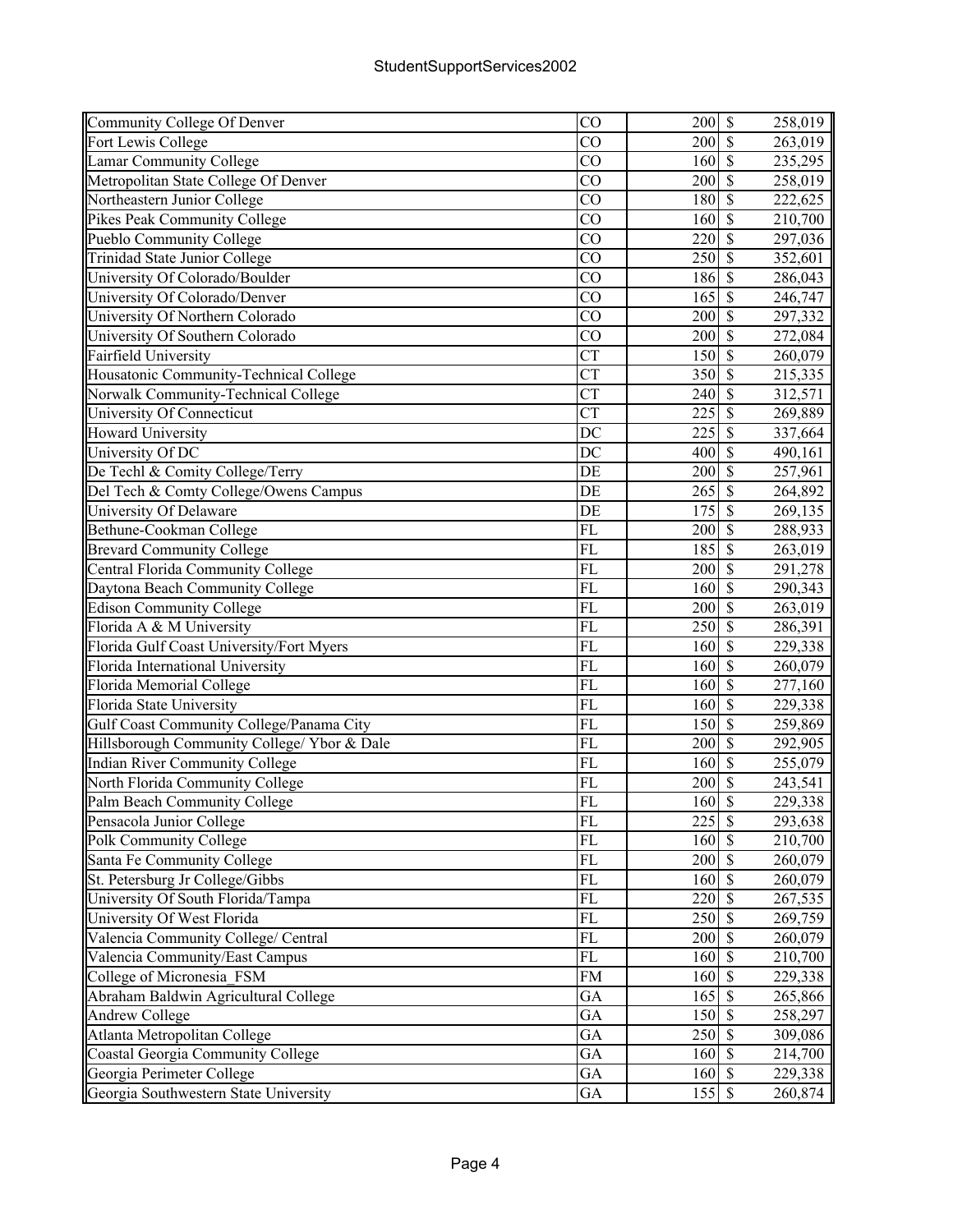| Community College Of Denver | CO | 200 | $ | 258,019 |
|---|---|---|---|---|
| Fort Lewis College | CO | 200 | $ | 263,019 |
| Lamar Community College | CO | 160 | $ | 235,295 |
| Metropolitan State College Of Denver | CO | 200 | $ | 258,019 |
| Northeastern Junior College | CO | 180 | $ | 222,625 |
| Pikes Peak Community College | CO | 160 | $ | 210,700 |
| Pueblo Community College | CO | 220 | $ | 297,036 |
| Trinidad State Junior College | CO | 250 | $ | 352,601 |
| University Of Colorado/Boulder | CO | 186 | $ | 286,043 |
| University Of Colorado/Denver | CO | 165 | $ | 246,747 |
| University Of Northern Colorado | CO | 200 | $ | 297,332 |
| University Of Southern Colorado | CO | 200 | $ | 272,084 |
| Fairfield University | CT | 150 | $ | 260,079 |
| Housatonic Community-Technical College | CT | 350 | $ | 215,335 |
| Norwalk Community-Technical College | CT | 240 | $ | 312,571 |
| University Of Connecticut | CT | 225 | $ | 269,889 |
| Howard University | DC | 225 | $ | 337,664 |
| University Of DC | DC | 400 | $ | 490,161 |
| De Techl & Comity College/Terry | DE | 200 | $ | 257,961 |
| Del Tech & Comty College/Owens Campus | DE | 265 | $ | 264,892 |
| University Of Delaware | DE | 175 | $ | 269,135 |
| Bethune-Cookman College | FL | 200 | $ | 288,933 |
| Brevard Community College | FL | 185 | $ | 263,019 |
| Central Florida Community College | FL | 200 | $ | 291,278 |
| Daytona Beach Community College | FL | 160 | $ | 290,343 |
| Edison Community College | FL | 200 | $ | 263,019 |
| Florida A & M University | FL | 250 | $ | 286,391 |
| Florida Gulf Coast University/Fort Myers | FL | 160 | $ | 229,338 |
| Florida International University | FL | 160 | $ | 260,079 |
| Florida Memorial College | FL | 160 | $ | 277,160 |
| Florida State University | FL | 160 | $ | 229,338 |
| Gulf Coast Community College/Panama City | FL | 150 | $ | 259,869 |
| Hillsborough Community College/ Ybor & Dale | FL | 200 | $ | 292,905 |
| Indian River Community College | FL | 160 | $ | 255,079 |
| North Florida Community College | FL | 200 | $ | 243,541 |
| Palm Beach Community College | FL | 160 | $ | 229,338 |
| Pensacola Junior College | FL | 225 | $ | 293,638 |
| Polk Community College | FL | 160 | $ | 210,700 |
| Santa Fe Community College | FL | 200 | $ | 260,079 |
| St. Petersburg Jr College/Gibbs | FL | 160 | $ | 260,079 |
| University Of South Florida/Tampa | FL | 220 | $ | 267,535 |
| University Of West Florida | FL | 250 | $ | 269,759 |
| Valencia Community College/ Central | FL | 200 | $ | 260,079 |
| Valencia Community/East Campus | FL | 160 | $ | 210,700 |
| College of Micronesia_FSM | FM | 160 | $ | 229,338 |
| Abraham Baldwin Agricultural College | GA | 165 | $ | 265,866 |
| Andrew College | GA | 150 | $ | 258,297 |
| Atlanta Metropolitan College | GA | 250 | $ | 309,086 |
| Coastal Georgia Community College | GA | 160 | $ | 214,700 |
| Georgia Perimeter College | GA | 160 | $ | 229,338 |
| Georgia Southwestern State University | GA | 155 | $ | 260,874 |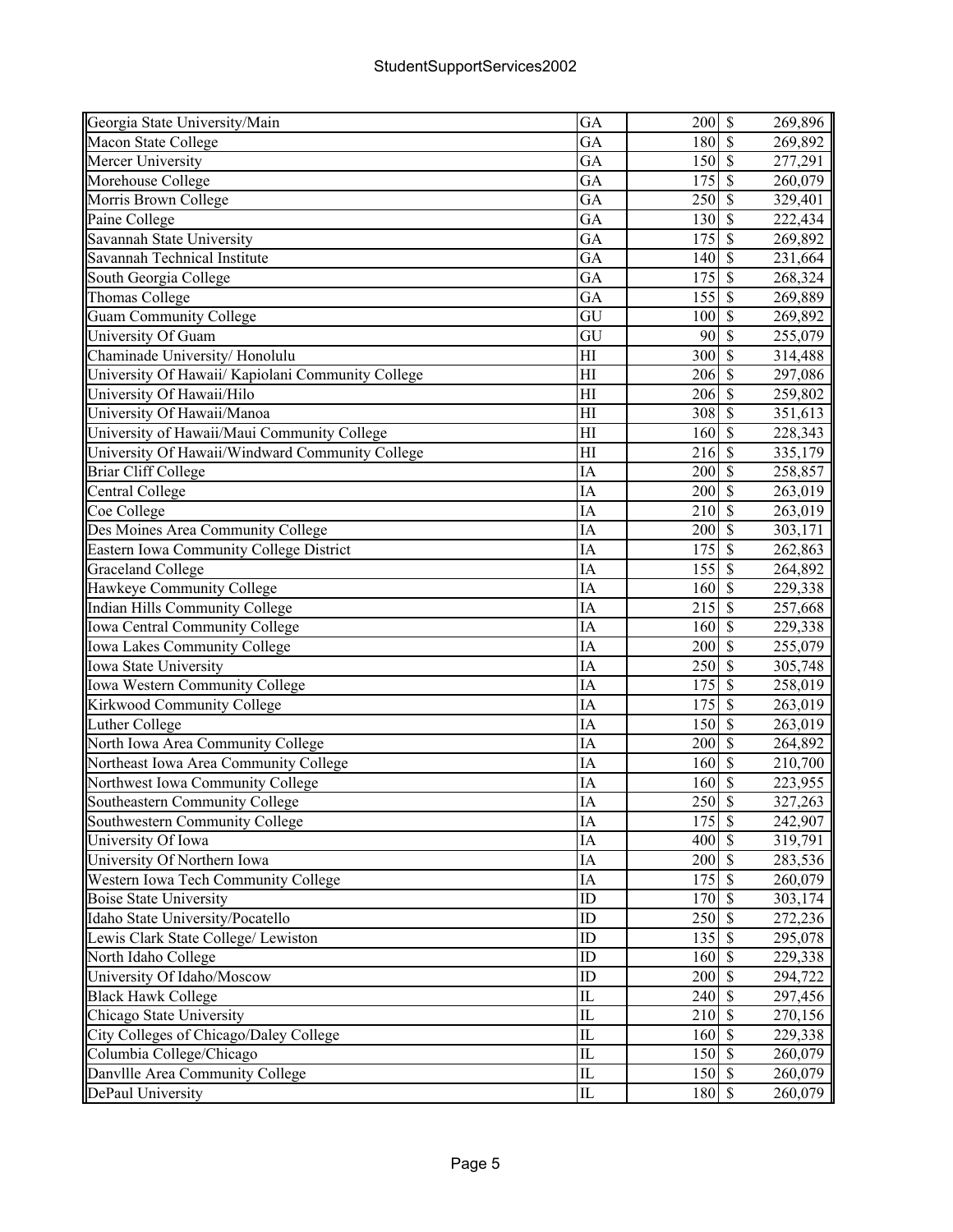| Georgia State University/Main | GA | 200 | $ | 269,896 |
|---|---|---|---|---|
| Macon State College | GA | 180 | $ | 269,892 |
| Mercer University | GA | 150 | $ | 277,291 |
| Morehouse College | GA | 175 | $ | 260,079 |
| Morris Brown College | GA | 250 | $ | 329,401 |
| Paine College | GA | 130 | $ | 222,434 |
| Savannah State University | GA | 175 | $ | 269,892 |
| Savannah Technical Institute | GA | 140 | $ | 231,664 |
| South Georgia College | GA | 175 | $ | 268,324 |
| Thomas College | GA | 155 | $ | 269,889 |
| Guam Community College | GU | 100 | $ | 269,892 |
| University Of Guam | GU | 90 | $ | 255,079 |
| Chaminade University/ Honolulu | HI | 300 | $ | 314,488 |
| University Of Hawaii/ Kapiolani Community College | HI | 206 | $ | 297,086 |
| University Of Hawaii/Hilo | HI | 206 | $ | 259,802 |
| University Of Hawaii/Manoa | HI | 308 | $ | 351,613 |
| University of Hawaii/Maui Community College | HI | 160 | $ | 228,343 |
| University Of Hawaii/Windward Community College | HI | 216 | $ | 335,179 |
| Briar Cliff College | IA | 200 | $ | 258,857 |
| Central College | IA | 200 | $ | 263,019 |
| Coe College | IA | 210 | $ | 263,019 |
| Des Moines Area Community College | IA | 200 | $ | 303,171 |
| Eastern Iowa Community College District | IA | 175 | $ | 262,863 |
| Graceland College | IA | 155 | $ | 264,892 |
| Hawkeye Community College | IA | 160 | $ | 229,338 |
| Indian Hills Community College | IA | 215 | $ | 257,668 |
| Iowa Central Community College | IA | 160 | $ | 229,338 |
| Iowa Lakes Community College | IA | 200 | $ | 255,079 |
| Iowa State University | IA | 250 | $ | 305,748 |
| Iowa Western Community College | IA | 175 | $ | 258,019 |
| Kirkwood Community College | IA | 175 | $ | 263,019 |
| Luther College | IA | 150 | $ | 263,019 |
| North Iowa Area Community College | IA | 200 | $ | 264,892 |
| Northeast Iowa Area Community College | IA | 160 | $ | 210,700 |
| Northwest Iowa Community College | IA | 160 | $ | 223,955 |
| Southeastern Community College | IA | 250 | $ | 327,263 |
| Southwestern Community College | IA | 175 | $ | 242,907 |
| University Of Iowa | IA | 400 | $ | 319,791 |
| University Of Northern Iowa | IA | 200 | $ | 283,536 |
| Western Iowa Tech Community College | IA | 175 | $ | 260,079 |
| Boise State University | ID | 170 | $ | 303,174 |
| Idaho State University/Pocatello | ID | 250 | $ | 272,236 |
| Lewis Clark State College/ Lewiston | ID | 135 | $ | 295,078 |
| North Idaho College | ID | 160 | $ | 229,338 |
| University Of Idaho/Moscow | ID | 200 | $ | 294,722 |
| Black Hawk College | IL | 240 | $ | 297,456 |
| Chicago State University | IL | 210 | $ | 270,156 |
| City Colleges of Chicago/Daley College | IL | 160 | $ | 229,338 |
| Columbia College/Chicago | IL | 150 | $ | 260,079 |
| Danvllle Area Community College | IL | 150 | $ | 260,079 |
| DePaul University | IL | 180 | $ | 260,079 |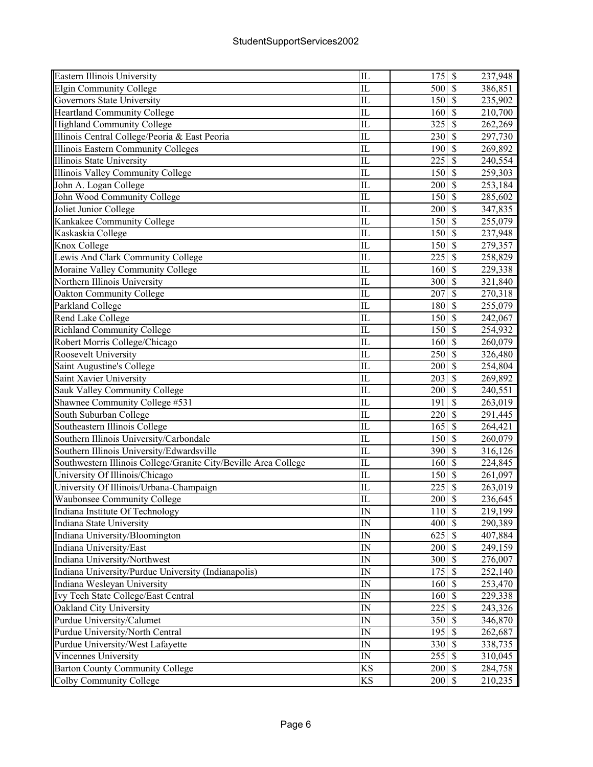| | | | |
|---|---|---|---|
| Eastern Illinois University | IL | 175 | $ 237,948 |
| Elgin Community College | IL | 500 | $ 386,851 |
| Governors State University | IL | 150 | $ 235,902 |
| Heartland Community College | IL | 160 | $ 210,700 |
| Highland Community College | IL | 325 | $ 262,269 |
| Illinois Central College/Peoria & East Peoria | IL | 230 | $ 297,730 |
| Illinois Eastern Community Colleges | IL | 190 | $ 269,892 |
| Illinois State University | IL | 225 | $ 240,554 |
| Illinois Valley Community College | IL | 150 | $ 259,303 |
| John A. Logan College | IL | 200 | $ 253,184 |
| John Wood Community College | IL | 150 | $ 285,602 |
| Joliet Junior College | IL | 200 | $ 347,835 |
| Kankakee Community College | IL | 150 | $ 255,079 |
| Kaskaskia College | IL | 150 | $ 237,948 |
| Knox College | IL | 150 | $ 279,357 |
| Lewis And Clark Community College | IL | 225 | $ 258,829 |
| Moraine Valley Community College | IL | 160 | $ 229,338 |
| Northern Illinois University | IL | 300 | $ 321,840 |
| Oakton Community College | IL | 207 | $ 270,318 |
| Parkland College | IL | 180 | $ 255,079 |
| Rend Lake College | IL | 150 | $ 242,067 |
| Richland Community College | IL | 150 | $ 254,932 |
| Robert Morris College/Chicago | IL | 160 | $ 260,079 |
| Roosevelt University | IL | 250 | $ 326,480 |
| Saint Augustine's College | IL | 200 | $ 254,804 |
| Saint Xavier University | IL | 203 | $ 269,892 |
| Sauk Valley Community College | IL | 200 | $ 240,551 |
| Shawnee Community College #531 | IL | 191 | $ 263,019 |
| South Suburban College | IL | 220 | $ 291,445 |
| Southeastern Illinois College | IL | 165 | $ 264,421 |
| Southern Illinois University/Carbondale | IL | 150 | $ 260,079 |
| Southern Illinois University/Edwardsville | IL | 390 | $ 316,126 |
| Southwestern Illinois College/Granite City/Beville Area College | IL | 160 | $ 224,845 |
| University Of Illinois/Chicago | IL | 150 | $ 261,097 |
| University Of Illinois/Urbana-Champaign | IL | 225 | $ 263,019 |
| Waubonsee Community College | IL | 200 | $ 236,645 |
| Indiana Institute Of Technology | IN | 110 | $ 219,199 |
| Indiana State University | IN | 400 | $ 290,389 |
| Indiana University/Bloomington | IN | 625 | $ 407,884 |
| Indiana University/East | IN | 200 | $ 249,159 |
| Indiana University/Northwest | IN | 300 | $ 276,007 |
| Indiana University/Purdue University (Indianapolis) | IN | 175 | $ 252,140 |
| Indiana Wesleyan University | IN | 160 | $ 253,470 |
| Ivy Tech State College/East Central | IN | 160 | $ 229,338 |
| Oakland City University | IN | 225 | $ 243,326 |
| Purdue University/Calumet | IN | 350 | $ 346,870 |
| Purdue University/North Central | IN | 195 | $ 262,687 |
| Purdue University/West Lafayette | IN | 330 | $ 338,735 |
| Vincennes University | IN | 255 | $ 310,045 |
| Barton County Community College | KS | 200 | $ 284,758 |
| Colby Community College | KS | 200 | $ 210,235 |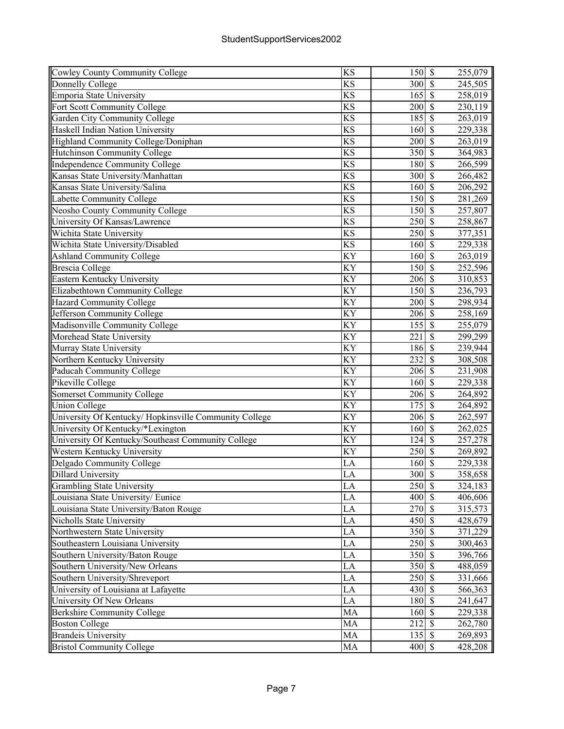| | | | | |
|---|---|---|---|---|
| Cowley County Community College | KS | 150 | $ | 255,079 |
| Donnelly College | KS | 300 | $ | 245,505 |
| Emporia State University | KS | 165 | $ | 258,019 |
| Fort Scott Community College | KS | 200 | $ | 230,119 |
| Garden City Community College | KS | 185 | $ | 263,019 |
| Haskell Indian Nation University | KS | 160 | $ | 229,338 |
| Highland Community College/Doniphan | KS | 200 | $ | 263,019 |
| Hutchinson Community College | KS | 350 | $ | 364,983 |
| Independence Community College | KS | 180 | $ | 266,599 |
| Kansas State University/Manhattan | KS | 300 | $ | 266,482 |
| Kansas State University/Salina | KS | 160 | $ | 206,292 |
| Labette Community College | KS | 150 | $ | 281,269 |
| Neosho County Community College | KS | 150 | $ | 257,807 |
| University Of Kansas/Lawrence | KS | 250 | $ | 258,867 |
| Wichita State University | KS | 250 | $ | 377,351 |
| Wichita State University/Disabled | KS | 160 | $ | 229,338 |
| Ashland Community College | KY | 160 | $ | 263,019 |
| Brescia College | KY | 150 | $ | 252,596 |
| Eastern Kentucky University | KY | 206 | $ | 310,853 |
| Elizabethtown Community College | KY | 150 | $ | 236,793 |
| Hazard Community College | KY | 200 | $ | 298,934 |
| Jefferson Community College | KY | 206 | $ | 258,169 |
| Madisonville Community College | KY | 155 | $ | 255,079 |
| Morehead State University | KY | 221 | $ | 299,299 |
| Murray State University | KY | 186 | $ | 239,944 |
| Northern Kentucky University | KY | 232 | $ | 308,508 |
| Paducah Community College | KY | 206 | $ | 231,908 |
| Pikeville College | KY | 160 | $ | 229,338 |
| Somerset Community College | KY | 206 | $ | 264,892 |
| Union College | KY | 175 | $ | 264,892 |
| University Of Kentucky/ Hopkinsville Community College | KY | 206 | $ | 262,597 |
| University Of Kentucky/*Lexington | KY | 160 | $ | 262,025 |
| University Of Kentucky/Southeast Community College | KY | 124 | $ | 257,278 |
| Western Kentucky University | KY | 250 | $ | 269,892 |
| Delgado Community College | LA | 160 | $ | 229,338 |
| Dillard University | LA | 300 | $ | 358,658 |
| Grambling State University | LA | 250 | $ | 324,183 |
| Louisiana State University/ Eunice | LA | 400 | $ | 406,606 |
| Louisiana State University/Baton Rouge | LA | 270 | $ | 315,573 |
| Nicholls State University | LA | 450 | $ | 428,679 |
| Northwestern State University | LA | 350 | $ | 371,229 |
| Southeastern Louisiana University | LA | 250 | $ | 300,463 |
| Southern University/Baton Rouge | LA | 350 | $ | 396,766 |
| Southern University/New Orleans | LA | 350 | $ | 488,059 |
| Southern University/Shreveport | LA | 250 | $ | 331,666 |
| University of Louisiana at Lafayette | LA | 430 | $ | 566,363 |
| University Of New Orleans | LA | 180 | $ | 241,647 |
| Berkshire Community College | MA | 160 | $ | 229,338 |
| Boston College | MA | 212 | $ | 262,780 |
| Brandeis University | MA | 135 | $ | 269,893 |
| Bristol Community College | MA | 400 | $ | 428,208 |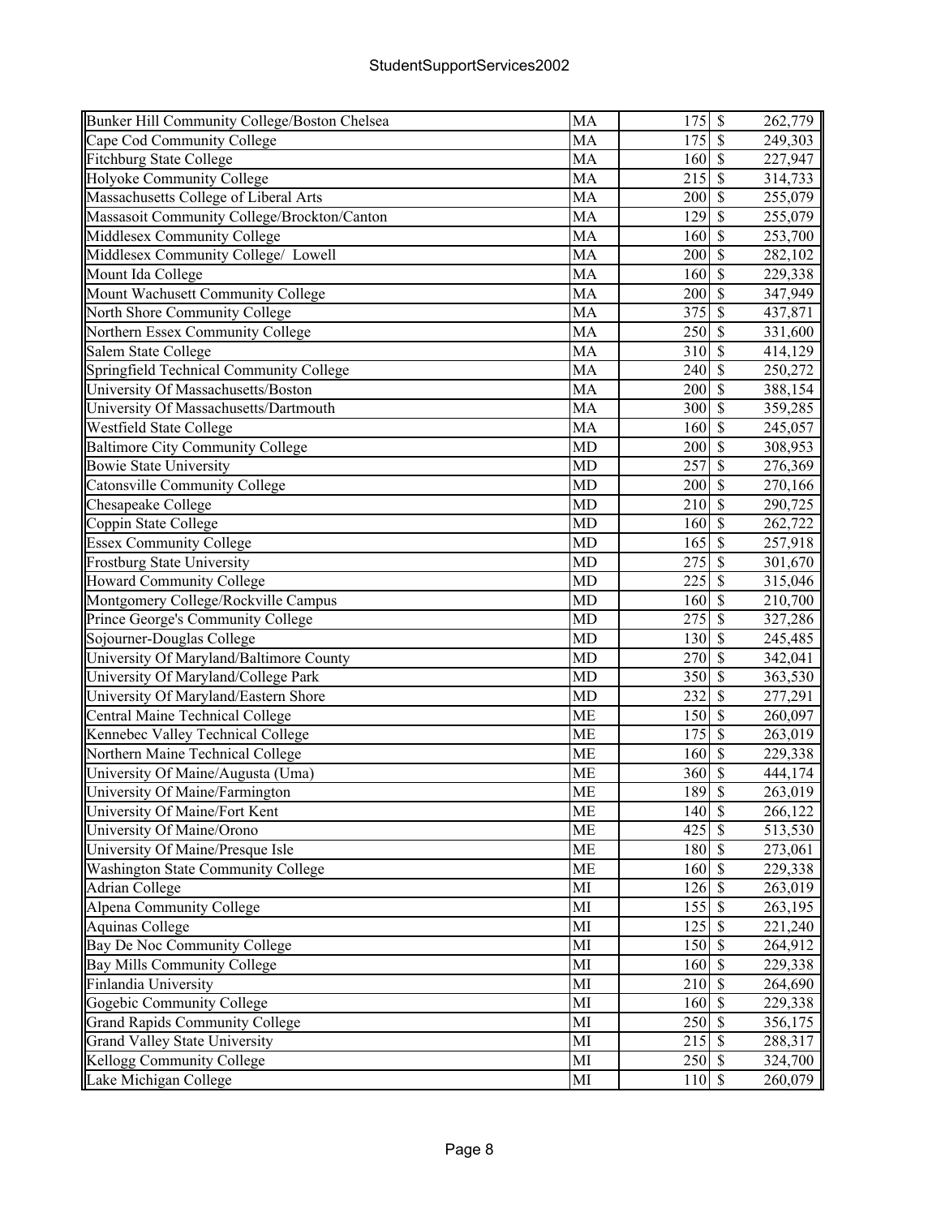| | | | |
|---|---|---|---|
| Bunker Hill Community College/Boston Chelsea | MA | 175 | $ 262,779 |
| Cape Cod Community College | MA | 175 | $ 249,303 |
| Fitchburg State College | MA | 160 | $ 227,947 |
| Holyoke Community College | MA | 215 | $ 314,733 |
| Massachusetts College of Liberal Arts | MA | 200 | $ 255,079 |
| Massasoit Community College/Brockton/Canton | MA | 129 | $ 255,079 |
| Middlesex Community College | MA | 160 | $ 253,700 |
| Middlesex Community College/ Lowell | MA | 200 | $ 282,102 |
| Mount Ida College | MA | 160 | $ 229,338 |
| Mount Wachusett Community College | MA | 200 | $ 347,949 |
| North Shore Community College | MA | 375 | $ 437,871 |
| Northern Essex Community College | MA | 250 | $ 331,600 |
| Salem State College | MA | 310 | $ 414,129 |
| Springfield Technical Community College | MA | 240 | $ 250,272 |
| University Of Massachusetts/Boston | MA | 200 | $ 388,154 |
| University Of Massachusetts/Dartmouth | MA | 300 | $ 359,285 |
| Westfield State College | MA | 160 | $ 245,057 |
| Baltimore City Community College | MD | 200 | $ 308,953 |
| Bowie State University | MD | 257 | $ 276,369 |
| Catonsville Community College | MD | 200 | $ 270,166 |
| Chesapeake College | MD | 210 | $ 290,725 |
| Coppin State College | MD | 160 | $ 262,722 |
| Essex Community College | MD | 165 | $ 257,918 |
| Frostburg State University | MD | 275 | $ 301,670 |
| Howard Community College | MD | 225 | $ 315,046 |
| Montgomery College/Rockville Campus | MD | 160 | $ 210,700 |
| Prince George's Community College | MD | 275 | $ 327,286 |
| Sojourner-Douglas College | MD | 130 | $ 245,485 |
| University Of Maryland/Baltimore County | MD | 270 | $ 342,041 |
| University Of Maryland/College Park | MD | 350 | $ 363,530 |
| University Of Maryland/Eastern Shore | MD | 232 | $ 277,291 |
| Central Maine Technical College | ME | 150 | $ 260,097 |
| Kennebec Valley Technical College | ME | 175 | $ 263,019 |
| Northern Maine Technical College | ME | 160 | $ 229,338 |
| University Of Maine/Augusta (Uma) | ME | 360 | $ 444,174 |
| University Of Maine/Farmington | ME | 189 | $ 263,019 |
| University Of Maine/Fort Kent | ME | 140 | $ 266,122 |
| University Of Maine/Orono | ME | 425 | $ 513,530 |
| University Of Maine/Presque Isle | ME | 180 | $ 273,061 |
| Washington State Community College | ME | 160 | $ 229,338 |
| Adrian College | MI | 126 | $ 263,019 |
| Alpena Community College | MI | 155 | $ 263,195 |
| Aquinas College | MI | 125 | $ 221,240 |
| Bay De Noc Community College | MI | 150 | $ 264,912 |
| Bay Mills Community College | MI | 160 | $ 229,338 |
| Finlandia University | MI | 210 | $ 264,690 |
| Gogebic Community College | MI | 160 | $ 229,338 |
| Grand Rapids Community College | MI | 250 | $ 356,175 |
| Grand Valley State University | MI | 215 | $ 288,317 |
| Kellogg Community College | MI | 250 | $ 324,700 |
| Lake Michigan College | MI | 110 | $ 260,079 |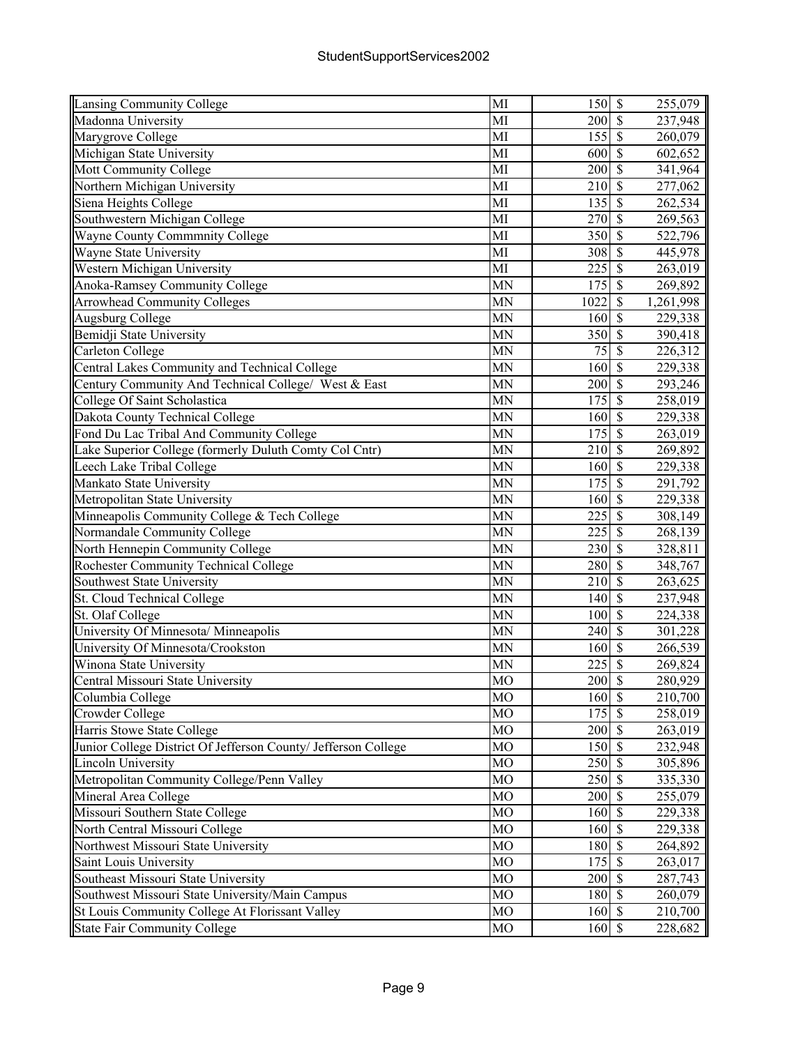| | | | |
|---|---|---|---|
| Lansing Community College | MI | 150 | $ 255,079 |
| Madonna University | MI | 200 | $ 237,948 |
| Marygrove College | MI | 155 | $ 260,079 |
| Michigan State University | MI | 600 | $ 602,652 |
| Mott Community College | MI | 200 | $ 341,964 |
| Northern Michigan University | MI | 210 | $ 277,062 |
| Siena Heights College | MI | 135 | $ 262,534 |
| Southwestern Michigan College | MI | 270 | $ 269,563 |
| Wayne County Commmnity College | MI | 350 | $ 522,796 |
| Wayne State University | MI | 308 | $ 445,978 |
| Western Michigan University | MI | 225 | $ 263,019 |
| Anoka-Ramsey Community College | MN | 175 | $ 269,892 |
| Arrowhead Community Colleges | MN | 1022 | $ 1,261,998 |
| Augsburg College | MN | 160 | $ 229,338 |
| Bemidji State University | MN | 350 | $ 390,418 |
| Carleton College | MN | 75 | $ 226,312 |
| Central Lakes Community and Technical College | MN | 160 | $ 229,338 |
| Century Community And Technical College/ West & East | MN | 200 | $ 293,246 |
| College Of Saint Scholastica | MN | 175 | $ 258,019 |
| Dakota County Technical College | MN | 160 | $ 229,338 |
| Fond Du Lac Tribal And Community College | MN | 175 | $ 263,019 |
| Lake Superior College (formerly Duluth Comty Col Cntr) | MN | 210 | $ 269,892 |
| Leech Lake Tribal College | MN | 160 | $ 229,338 |
| Mankato State University | MN | 175 | $ 291,792 |
| Metropolitan State University | MN | 160 | $ 229,338 |
| Minneapolis Community College & Tech College | MN | 225 | $ 308,149 |
| Normandale Community College | MN | 225 | $ 268,139 |
| North Hennepin Community College | MN | 230 | $ 328,811 |
| Rochester Community Technical College | MN | 280 | $ 348,767 |
| Southwest State University | MN | 210 | $ 263,625 |
| St. Cloud Technical College | MN | 140 | $ 237,948 |
| St. Olaf College | MN | 100 | $ 224,338 |
| University Of Minnesota/ Minneapolis | MN | 240 | $ 301,228 |
| University Of Minnesota/Crookston | MN | 160 | $ 266,539 |
| Winona State University | MN | 225 | $ 269,824 |
| Central Missouri State University | MO | 200 | $ 280,929 |
| Columbia College | MO | 160 | $ 210,700 |
| Crowder College | MO | 175 | $ 258,019 |
| Harris Stowe State College | MO | 200 | $ 263,019 |
| Junior College District Of Jefferson County/ Jefferson College | MO | 150 | $ 232,948 |
| Lincoln University | MO | 250 | $ 305,896 |
| Metropolitan Community College/Penn Valley | MO | 250 | $ 335,330 |
| Mineral Area College | MO | 200 | $ 255,079 |
| Missouri Southern State College | MO | 160 | $ 229,338 |
| North Central Missouri College | MO | 160 | $ 229,338 |
| Northwest Missouri State University | MO | 180 | $ 264,892 |
| Saint Louis University | MO | 175 | $ 263,017 |
| Southeast Missouri State University | MO | 200 | $ 287,743 |
| Southwest Missouri State University/Main Campus | MO | 180 | $ 260,079 |
| St Louis Community College At Florissant Valley | MO | 160 | $ 210,700 |
| State Fair Community College | MO | 160 | $ 228,682 |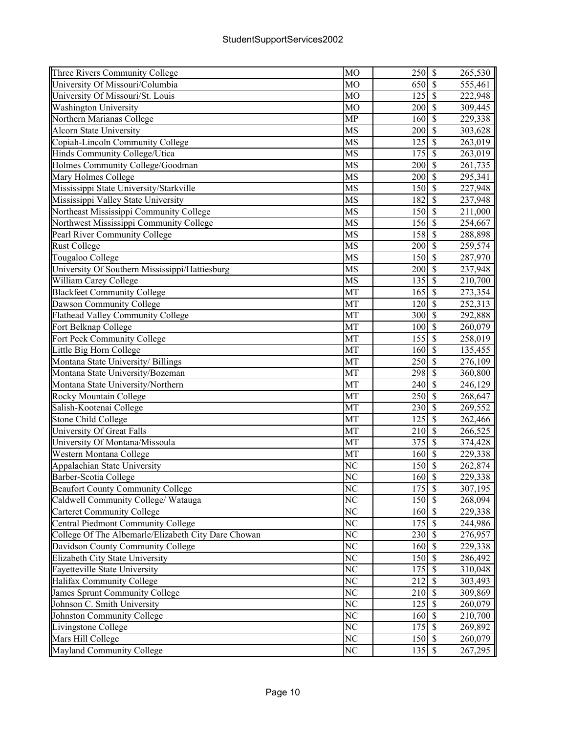| | | | |
|---|---|---|---|
| Three Rivers Community College | MO | 250 | $ 265,530 |
| University Of Missouri/Columbia | MO | 650 | $ 555,461 |
| University Of Missouri/St. Louis | MO | 125 | $ 222,948 |
| Washington University | MO | 200 | $ 309,445 |
| Northern Marianas College | MP | 160 | $ 229,338 |
| Alcorn State University | MS | 200 | $ 303,628 |
| Copiah-Lincoln Community College | MS | 125 | $ 263,019 |
| Hinds Community College/Utica | MS | 175 | $ 263,019 |
| Holmes Community College/Goodman | MS | 200 | $ 261,735 |
| Mary Holmes College | MS | 200 | $ 295,341 |
| Mississippi State University/Starkville | MS | 150 | $ 227,948 |
| Mississippi Valley State University | MS | 182 | $ 237,948 |
| Northeast Mississippi Community College | MS | 150 | $ 211,000 |
| Northwest Mississippi Community College | MS | 156 | $ 254,667 |
| Pearl River Community College | MS | 158 | $ 288,898 |
| Rust College | MS | 200 | $ 259,574 |
| Tougaloo College | MS | 150 | $ 287,970 |
| University Of Southern Mississippi/Hattiesburg | MS | 200 | $ 237,948 |
| William Carey College | MS | 135 | $ 210,700 |
| Blackfeet Community College | MT | 165 | $ 273,354 |
| Dawson Community College | MT | 120 | $ 252,313 |
| Flathead Valley Community College | MT | 300 | $ 292,888 |
| Fort Belknap College | MT | 100 | $ 260,079 |
| Fort Peck Community College | MT | 155 | $ 258,019 |
| Little Big Horn College | MT | 160 | $ 135,455 |
| Montana State University/ Billings | MT | 250 | $ 276,109 |
| Montana State University/Bozeman | MT | 298 | $ 360,800 |
| Montana State University/Northern | MT | 240 | $ 246,129 |
| Rocky Mountain College | MT | 250 | $ 268,647 |
| Salish-Kootenai College | MT | 230 | $ 269,552 |
| Stone Child College | MT | 125 | $ 262,466 |
| University Of Great Falls | MT | 210 | $ 266,525 |
| University Of Montana/Missoula | MT | 375 | $ 374,428 |
| Western Montana College | MT | 160 | $ 229,338 |
| Appalachian State University | NC | 150 | $ 262,874 |
| Barber-Scotia College | NC | 160 | $ 229,338 |
| Beaufort County Community College | NC | 175 | $ 307,195 |
| Caldwell Community College/ Watauga | NC | 150 | $ 268,094 |
| Carteret Community College | NC | 160 | $ 229,338 |
| Central Piedmont Community College | NC | 175 | $ 244,986 |
| College Of The Albemarle/Elizabeth City Dare Chowan | NC | 230 | $ 276,957 |
| Davidson County Community College | NC | 160 | $ 229,338 |
| Elizabeth City State University | NC | 150 | $ 286,492 |
| Fayetteville State University | NC | 175 | $ 310,048 |
| Halifax Community College | NC | 212 | $ 303,493 |
| James Sprunt Community College | NC | 210 | $ 309,869 |
| Johnson C. Smith University | NC | 125 | $ 260,079 |
| Johnston Community College | NC | 160 | $ 210,700 |
| Livingstone College | NC | 175 | $ 269,892 |
| Mars Hill College | NC | 150 | $ 260,079 |
| Mayland Community College | NC | 135 | $ 267,295 |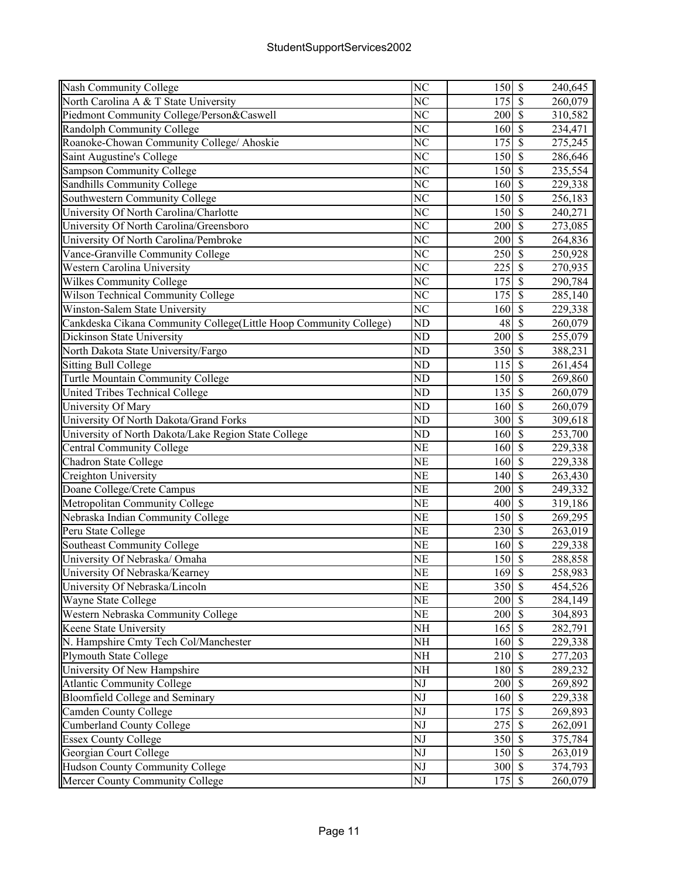| | | | | |
|---|---|---|---|---|
| Nash Community College | NC | 150 | $ | 240,645 |
| North Carolina A & T State University | NC | 175 | $ | 260,079 |
| Piedmont Community College/Person&Caswell | NC | 200 | $ | 310,582 |
| Randolph Community College | NC | 160 | $ | 234,471 |
| Roanoke-Chowan Community College/ Ahoskie | NC | 175 | $ | 275,245 |
| Saint Augustine's College | NC | 150 | $ | 286,646 |
| Sampson Community College | NC | 150 | $ | 235,554 |
| Sandhills Community College | NC | 160 | $ | 229,338 |
| Southwestern Community College | NC | 150 | $ | 256,183 |
| University Of North Carolina/Charlotte | NC | 150 | $ | 240,271 |
| University Of North Carolina/Greensboro | NC | 200 | $ | 273,085 |
| University Of North Carolina/Pembroke | NC | 200 | $ | 264,836 |
| Vance-Granville Community College | NC | 250 | $ | 250,928 |
| Western Carolina University | NC | 225 | $ | 270,935 |
| Wilkes Community College | NC | 175 | $ | 290,784 |
| Wilson Technical Community College | NC | 175 | $ | 285,140 |
| Winston-Salem State University | NC | 160 | $ | 229,338 |
| Cankdeska Cikana Community College(Little Hoop Community College) | ND | 48 | $ | 260,079 |
| Dickinson State University | ND | 200 | $ | 255,079 |
| North Dakota State University/Fargo | ND | 350 | $ | 388,231 |
| Sitting Bull College | ND | 115 | $ | 261,454 |
| Turtle Mountain Community College | ND | 150 | $ | 269,860 |
| United Tribes Technical College | ND | 135 | $ | 260,079 |
| University Of Mary | ND | 160 | $ | 260,079 |
| University Of North Dakota/Grand Forks | ND | 300 | $ | 309,618 |
| University of North Dakota/Lake Region State College | ND | 160 | $ | 253,700 |
| Central Community College | NE | 160 | $ | 229,338 |
| Chadron State College | NE | 160 | $ | 229,338 |
| Creighton University | NE | 140 | $ | 263,430 |
| Doane College/Crete Campus | NE | 200 | $ | 249,332 |
| Metropolitan Community College | NE | 400 | $ | 319,186 |
| Nebraska Indian Community College | NE | 150 | $ | 269,295 |
| Peru State College | NE | 230 | $ | 263,019 |
| Southeast Community College | NE | 160 | $ | 229,338 |
| University Of Nebraska/ Omaha | NE | 150 | $ | 288,858 |
| University Of Nebraska/Kearney | NE | 169 | $ | 258,983 |
| University Of Nebraska/Lincoln | NE | 350 | $ | 454,526 |
| Wayne State College | NE | 200 | $ | 284,149 |
| Western Nebraska Community College | NE | 200 | $ | 304,893 |
| Keene State University | NH | 165 | $ | 282,791 |
| N. Hampshire Cmty Tech Col/Manchester | NH | 160 | $ | 229,338 |
| Plymouth State College | NH | 210 | $ | 277,203 |
| University Of New Hampshire | NH | 180 | $ | 289,232 |
| Atlantic Community College | NJ | 200 | $ | 269,892 |
| Bloomfield College and Seminary | NJ | 160 | $ | 229,338 |
| Camden County College | NJ | 175 | $ | 269,893 |
| Cumberland County College | NJ | 275 | $ | 262,091 |
| Essex County College | NJ | 350 | $ | 375,784 |
| Georgian Court College | NJ | 150 | $ | 263,019 |
| Hudson County Community College | NJ | 300 | $ | 374,793 |
| Mercer County Community College | NJ | 175 | $ | 260,079 |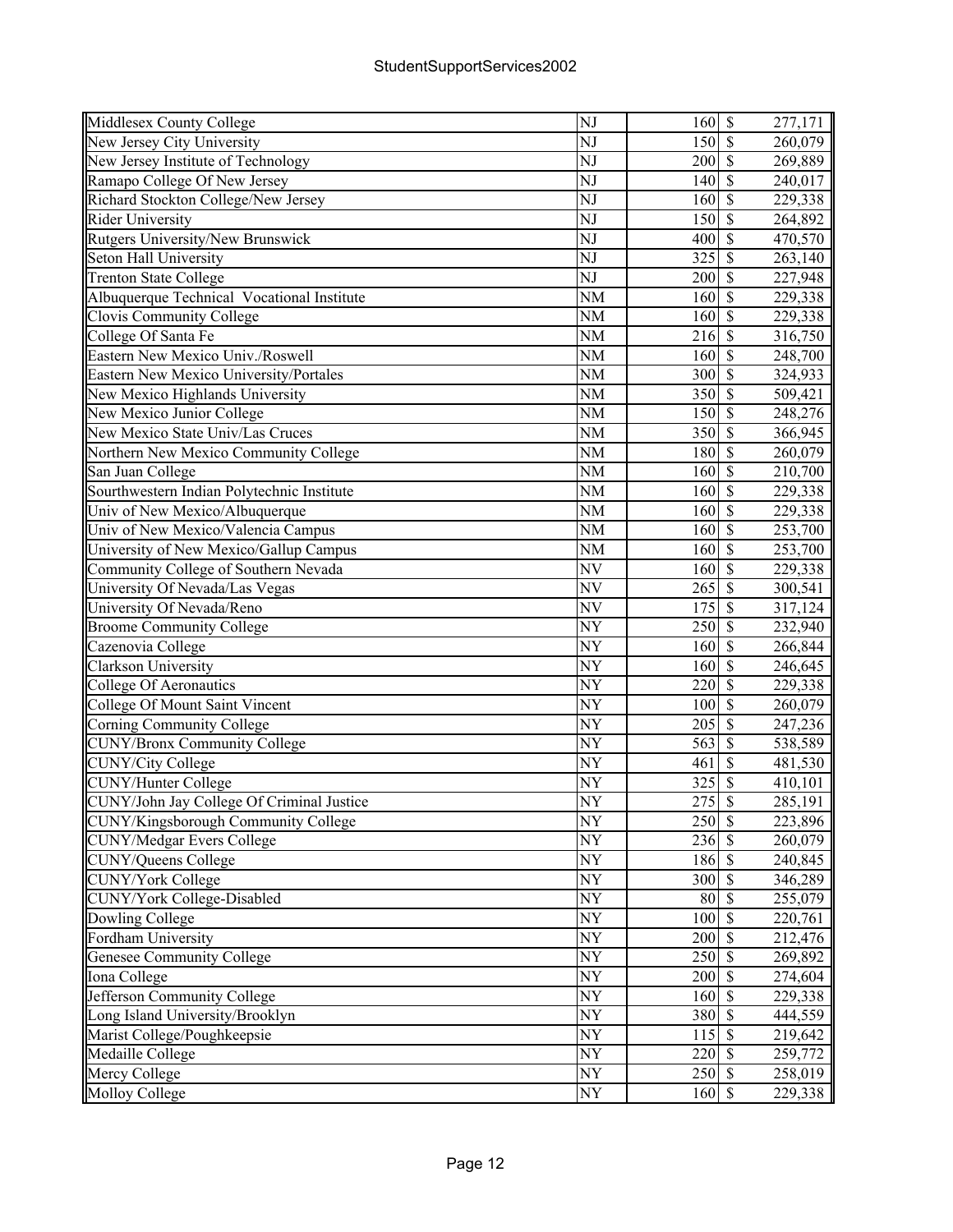| | | | | |
|---|---|---|---|---|
| Middlesex County College | NJ | 160 | $ | 277,171 |
| New Jersey City University | NJ | 150 | $ | 260,079 |
| New Jersey Institute of Technology | NJ | 200 | $ | 269,889 |
| Ramapo College Of New Jersey | NJ | 140 | $ | 240,017 |
| Richard Stockton College/New Jersey | NJ | 160 | $ | 229,338 |
| Rider University | NJ | 150 | $ | 264,892 |
| Rutgers University/New Brunswick | NJ | 400 | $ | 470,570 |
| Seton Hall University | NJ | 325 | $ | 263,140 |
| Trenton State College | NJ | 200 | $ | 227,948 |
| Albuquerque Technical Vocational Institute | NM | 160 | $ | 229,338 |
| Clovis Community College | NM | 160 | $ | 229,338 |
| College Of Santa Fe | NM | 216 | $ | 316,750 |
| Eastern New Mexico Univ./Roswell | NM | 160 | $ | 248,700 |
| Eastern New Mexico University/Portales | NM | 300 | $ | 324,933 |
| New Mexico Highlands University | NM | 350 | $ | 509,421 |
| New Mexico Junior College | NM | 150 | $ | 248,276 |
| New Mexico State Univ/Las Cruces | NM | 350 | $ | 366,945 |
| Northern New Mexico Community College | NM | 180 | $ | 260,079 |
| San Juan College | NM | 160 | $ | 210,700 |
| Sourthwestern Indian Polytechnic Institute | NM | 160 | $ | 229,338 |
| Univ of New Mexico/Albuquerque | NM | 160 | $ | 229,338 |
| Univ of New Mexico/Valencia Campus | NM | 160 | $ | 253,700 |
| University of New Mexico/Gallup Campus | NM | 160 | $ | 253,700 |
| Community College of Southern Nevada | NV | 160 | $ | 229,338 |
| University Of Nevada/Las Vegas | NV | 265 | $ | 300,541 |
| University Of Nevada/Reno | NV | 175 | $ | 317,124 |
| Broome Community College | NY | 250 | $ | 232,940 |
| Cazenovia College | NY | 160 | $ | 266,844 |
| Clarkson University | NY | 160 | $ | 246,645 |
| College Of Aeronautics | NY | 220 | $ | 229,338 |
| College Of Mount Saint Vincent | NY | 100 | $ | 260,079 |
| Corning Community College | NY | 205 | $ | 247,236 |
| CUNY/Bronx Community College | NY | 563 | $ | 538,589 |
| CUNY/City College | NY | 461 | $ | 481,530 |
| CUNY/Hunter College | NY | 325 | $ | 410,101 |
| CUNY/John Jay College Of Criminal Justice | NY | 275 | $ | 285,191 |
| CUNY/Kingsborough Community College | NY | 250 | $ | 223,896 |
| CUNY/Medgar Evers College | NY | 236 | $ | 260,079 |
| CUNY/Queens College | NY | 186 | $ | 240,845 |
| CUNY/York College | NY | 300 | $ | 346,289 |
| CUNY/York College-Disabled | NY | 80 | $ | 255,079 |
| Dowling College | NY | 100 | $ | 220,761 |
| Fordham University | NY | 200 | $ | 212,476 |
| Genesee Community College | NY | 250 | $ | 269,892 |
| Iona College | NY | 200 | $ | 274,604 |
| Jefferson Community College | NY | 160 | $ | 229,338 |
| Long Island University/Brooklyn | NY | 380 | $ | 444,559 |
| Marist College/Poughkeepsie | NY | 115 | $ | 219,642 |
| Medaille College | NY | 220 | $ | 259,772 |
| Mercy College | NY | 250 | $ | 258,019 |
| Molloy College | NY | 160 | $ | 229,338 |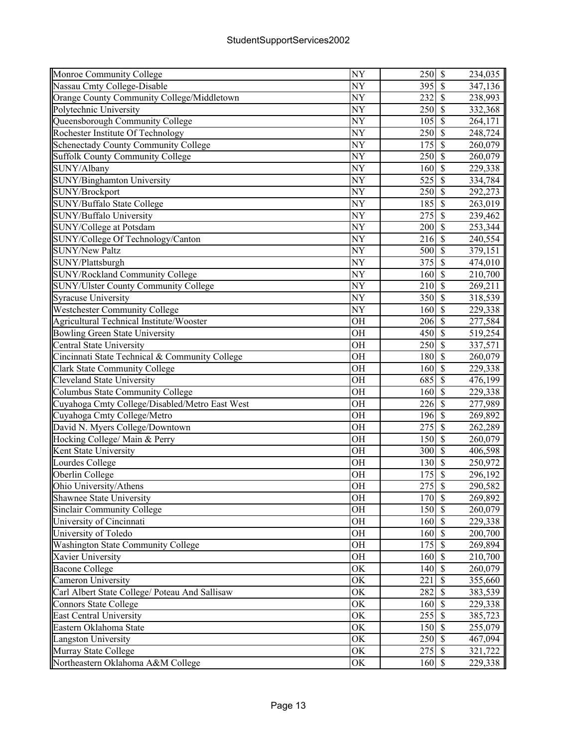| | | | |
|---|---|---|---|
| Monroe Community College | NY | 250 | $ 234,035 |
| Nassau Cmty College-Disable | NY | 395 | $ 347,136 |
| Orange County Community College/Middletown | NY | 232 | $ 238,993 |
| Polytechnic University | NY | 250 | $ 332,368 |
| Queensborough Community College | NY | 105 | $ 264,171 |
| Rochester Institute Of Technology | NY | 250 | $ 248,724 |
| Schenectady County Community College | NY | 175 | $ 260,079 |
| Suffolk County Community College | NY | 250 | $ 260,079 |
| SUNY/Albany | NY | 160 | $ 229,338 |
| SUNY/Binghamton University | NY | 525 | $ 334,784 |
| SUNY/Brockport | NY | 250 | $ 292,273 |
| SUNY/Buffalo State College | NY | 185 | $ 263,019 |
| SUNY/Buffalo University | NY | 275 | $ 239,462 |
| SUNY/College at Potsdam | NY | 200 | $ 253,344 |
| SUNY/College Of Technology/Canton | NY | 216 | $ 240,554 |
| SUNY/New Paltz | NY | 500 | $ 379,151 |
| SUNY/Plattsburgh | NY | 375 | $ 474,010 |
| SUNY/Rockland Community College | NY | 160 | $ 210,700 |
| SUNY/Ulster County Community College | NY | 210 | $ 269,211 |
| Syracuse University | NY | 350 | $ 318,539 |
| Westchester Community College | NY | 160 | $ 229,338 |
| Agricultural Technical Institute/Wooster | OH | 206 | $ 277,584 |
| Bowling Green State University | OH | 450 | $ 519,254 |
| Central State University | OH | 250 | $ 337,571 |
| Cincinnati State Technical & Community College | OH | 180 | $ 260,079 |
| Clark State Community College | OH | 160 | $ 229,338 |
| Cleveland State University | OH | 685 | $ 476,199 |
| Columbus State Community College | OH | 160 | $ 229,338 |
| Cuyahoga Cmty College/Disabled/Metro East West | OH | 226 | $ 277,989 |
| Cuyahoga Cmty College/Metro | OH | 196 | $ 269,892 |
| David N. Myers College/Downtown | OH | 275 | $ 262,289 |
| Hocking College/ Main & Perry | OH | 150 | $ 260,079 |
| Kent State University | OH | 300 | $ 406,598 |
| Lourdes College | OH | 130 | $ 250,972 |
| Oberlin College | OH | 175 | $ 296,192 |
| Ohio University/Athens | OH | 275 | $ 290,582 |
| Shawnee State University | OH | 170 | $ 269,892 |
| Sinclair Community College | OH | 150 | $ 260,079 |
| University of Cincinnati | OH | 160 | $ 229,338 |
| University of Toledo | OH | 160 | $ 200,700 |
| Washington State Community College | OH | 175 | $ 269,894 |
| Xavier University | OH | 160 | $ 210,700 |
| Bacone College | OK | 140 | $ 260,079 |
| Cameron University | OK | 221 | $ 355,660 |
| Carl Albert State College/ Poteau And Sallisaw | OK | 282 | $ 383,539 |
| Connors State College | OK | 160 | $ 229,338 |
| East Central University | OK | 255 | $ 385,723 |
| Eastern Oklahoma State | OK | 150 | $ 255,079 |
| Langston University | OK | 250 | $ 467,094 |
| Murray State College | OK | 275 | $ 321,722 |
| Northeastern Oklahoma A&M College | OK | 160 | $ 229,338 |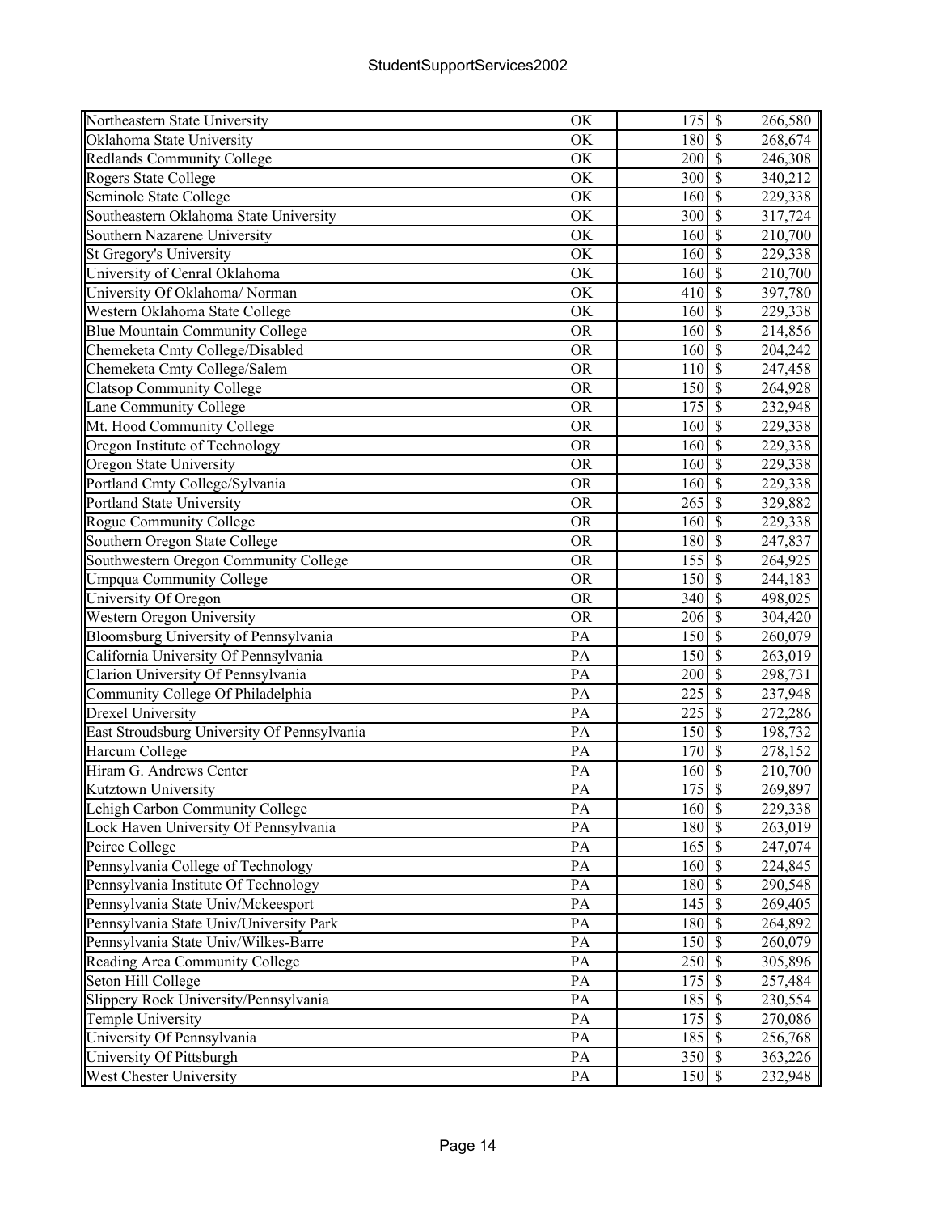| Northeastern State University | OK | 175 | $ | 266,580 |
|---|---|---|---|---|
| Oklahoma State University | OK | 180 | $ | 268,674 |
| Redlands Community College | OK | 200 | $ | 246,308 |
| Rogers State College | OK | 300 | $ | 340,212 |
| Seminole State College | OK | 160 | $ | 229,338 |
| Southeastern Oklahoma State University | OK | 300 | $ | 317,724 |
| Southern Nazarene University | OK | 160 | $ | 210,700 |
| St Gregory's University | OK | 160 | $ | 229,338 |
| University of Cenral Oklahoma | OK | 160 | $ | 210,700 |
| University Of Oklahoma/ Norman | OK | 410 | $ | 397,780 |
| Western Oklahoma State College | OK | 160 | $ | 229,338 |
| Blue Mountain Community College | OR | 160 | $ | 214,856 |
| Chemeketa Cmty College/Disabled | OR | 160 | $ | 204,242 |
| Chemeketa Cmty College/Salem | OR | 110 | $ | 247,458 |
| Clatsop Community College | OR | 150 | $ | 264,928 |
| Lane Community College | OR | 175 | $ | 232,948 |
| Mt. Hood Community College | OR | 160 | $ | 229,338 |
| Oregon Institute of Technology | OR | 160 | $ | 229,338 |
| Oregon State University | OR | 160 | $ | 229,338 |
| Portland Cmty College/Sylvania | OR | 160 | $ | 229,338 |
| Portland State University | OR | 265 | $ | 329,882 |
| Rogue Community College | OR | 160 | $ | 229,338 |
| Southern Oregon State College | OR | 180 | $ | 247,837 |
| Southwestern Oregon Community College | OR | 155 | $ | 264,925 |
| Umpqua Community College | OR | 150 | $ | 244,183 |
| University Of Oregon | OR | 340 | $ | 498,025 |
| Western Oregon University | OR | 206 | $ | 304,420 |
| Bloomsburg University of Pennsylvania | PA | 150 | $ | 260,079 |
| California University Of Pennsylvania | PA | 150 | $ | 263,019 |
| Clarion University Of Pennsylvania | PA | 200 | $ | 298,731 |
| Community College Of Philadelphia | PA | 225 | $ | 237,948 |
| Drexel University | PA | 225 | $ | 272,286 |
| East Stroudsburg University Of Pennsylvania | PA | 150 | $ | 198,732 |
| Harcum College | PA | 170 | $ | 278,152 |
| Hiram G. Andrews Center | PA | 160 | $ | 210,700 |
| Kutztown University | PA | 175 | $ | 269,897 |
| Lehigh Carbon Community College | PA | 160 | $ | 229,338 |
| Lock Haven University Of Pennsylvania | PA | 180 | $ | 263,019 |
| Peirce College | PA | 165 | $ | 247,074 |
| Pennsylvania College of Technology | PA | 160 | $ | 224,845 |
| Pennsylvania Institute Of Technology | PA | 180 | $ | 290,548 |
| Pennsylvania State Univ/Mckeesport | PA | 145 | $ | 269,405 |
| Pennsylvania State Univ/University Park | PA | 180 | $ | 264,892 |
| Pennsylvania State Univ/Wilkes-Barre | PA | 150 | $ | 260,079 |
| Reading Area Community College | PA | 250 | $ | 305,896 |
| Seton Hill College | PA | 175 | $ | 257,484 |
| Slippery Rock University/Pennsylvania | PA | 185 | $ | 230,554 |
| Temple University | PA | 175 | $ | 270,086 |
| University Of Pennsylvania | PA | 185 | $ | 256,768 |
| University Of Pittsburgh | PA | 350 | $ | 363,226 |
| West Chester University | PA | 150 | $ | 232,948 |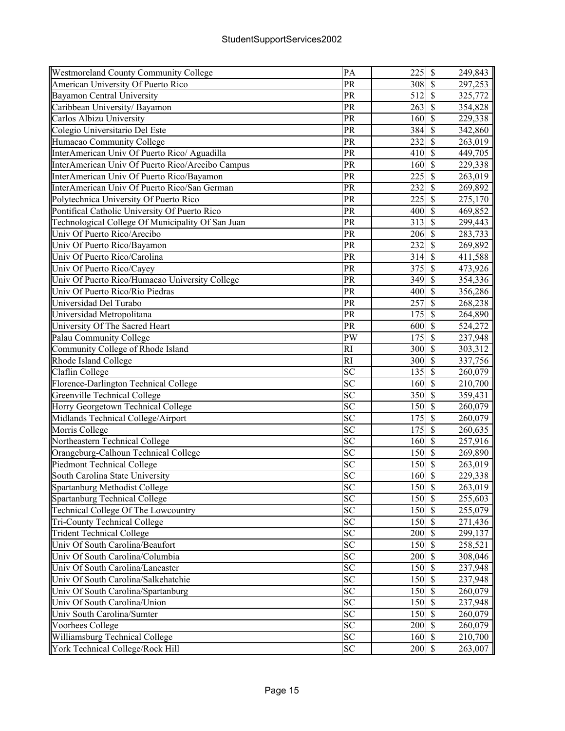StudentSupportServices2002

| Institution | State | Number | Amount |
|---|---|---|---|
| Westmoreland County Community College | PA | 225 | $ 249,843 |
| American University Of Puerto Rico | PR | 308 | $ 297,253 |
| Bayamon Central University | PR | 512 | $ 325,772 |
| Caribbean University/ Bayamon | PR | 263 | $ 354,828 |
| Carlos Albizu University | PR | 160 | $ 229,338 |
| Colegio Universitario Del Este | PR | 384 | $ 342,860 |
| Humacao Community College | PR | 232 | $ 263,019 |
| InterAmerican Univ Of Puerto Rico/ Aguadilla | PR | 410 | $ 449,705 |
| InterAmerican Univ Of Puerto Rico/Arecibo Campus | PR | 160 | $ 229,338 |
| InterAmerican Univ Of Puerto Rico/Bayamon | PR | 225 | $ 263,019 |
| InterAmerican Univ Of Puerto Rico/San German | PR | 232 | $ 269,892 |
| Polytechnica University Of Puerto Rico | PR | 225 | $ 275,170 |
| Pontifical Catholic University Of Puerto Rico | PR | 400 | $ 469,852 |
| Technological College Of Municipality Of San Juan | PR | 313 | $ 299,443 |
| Univ Of Puerto Rico/Arecibo | PR | 206 | $ 283,733 |
| Univ Of Puerto Rico/Bayamon | PR | 232 | $ 269,892 |
| Univ Of Puerto Rico/Carolina | PR | 314 | $ 411,588 |
| Univ Of Puerto Rico/Cayey | PR | 375 | $ 473,926 |
| Univ Of Puerto Rico/Humacao University College | PR | 349 | $ 354,336 |
| Univ Of Puerto Rico/Rio Piedras | PR | 400 | $ 356,286 |
| Universidad Del Turabo | PR | 257 | $ 268,238 |
| Universidad Metropolitana | PR | 175 | $ 264,890 |
| University Of The Sacred Heart | PR | 600 | $ 524,272 |
| Palau Community College | PW | 175 | $ 237,948 |
| Community College of Rhode Island | RI | 300 | $ 303,312 |
| Rhode Island College | RI | 300 | $ 337,756 |
| Claflin College | SC | 135 | $ 260,079 |
| Florence-Darlington Technical College | SC | 160 | $ 210,700 |
| Greenville Technical College | SC | 350 | $ 359,431 |
| Horry Georgetown Technical College | SC | 150 | $ 260,079 |
| Midlands Technical College/Airport | SC | 175 | $ 260,079 |
| Morris College | SC | 175 | $ 260,635 |
| Northeastern Technical College | SC | 160 | $ 257,916 |
| Orangeburg-Calhoun Technical College | SC | 150 | $ 269,890 |
| Piedmont Technical College | SC | 150 | $ 263,019 |
| South Carolina State University | SC | 160 | $ 229,338 |
| Spartanburg Methodist College | SC | 150 | $ 263,019 |
| Spartanburg Technical College | SC | 150 | $ 255,603 |
| Technical College Of The Lowcountry | SC | 150 | $ 255,079 |
| Tri-County Technical College | SC | 150 | $ 271,436 |
| Trident Technical College | SC | 200 | $ 299,137 |
| Univ Of South Carolina/Beaufort | SC | 150 | $ 258,521 |
| Univ Of South Carolina/Columbia | SC | 200 | $ 308,046 |
| Univ Of South Carolina/Lancaster | SC | 150 | $ 237,948 |
| Univ Of South Carolina/Salkehatchie | SC | 150 | $ 237,948 |
| Univ Of South Carolina/Spartanburg | SC | 150 | $ 260,079 |
| Univ Of South Carolina/Union | SC | 150 | $ 237,948 |
| Univ South Carolina/Sumter | SC | 150 | $ 260,079 |
| Voorhees College | SC | 200 | $ 260,079 |
| Williamsburg Technical College | SC | 160 | $ 210,700 |
| York Technical College/Rock Hill | SC | 200 | $ 263,007 |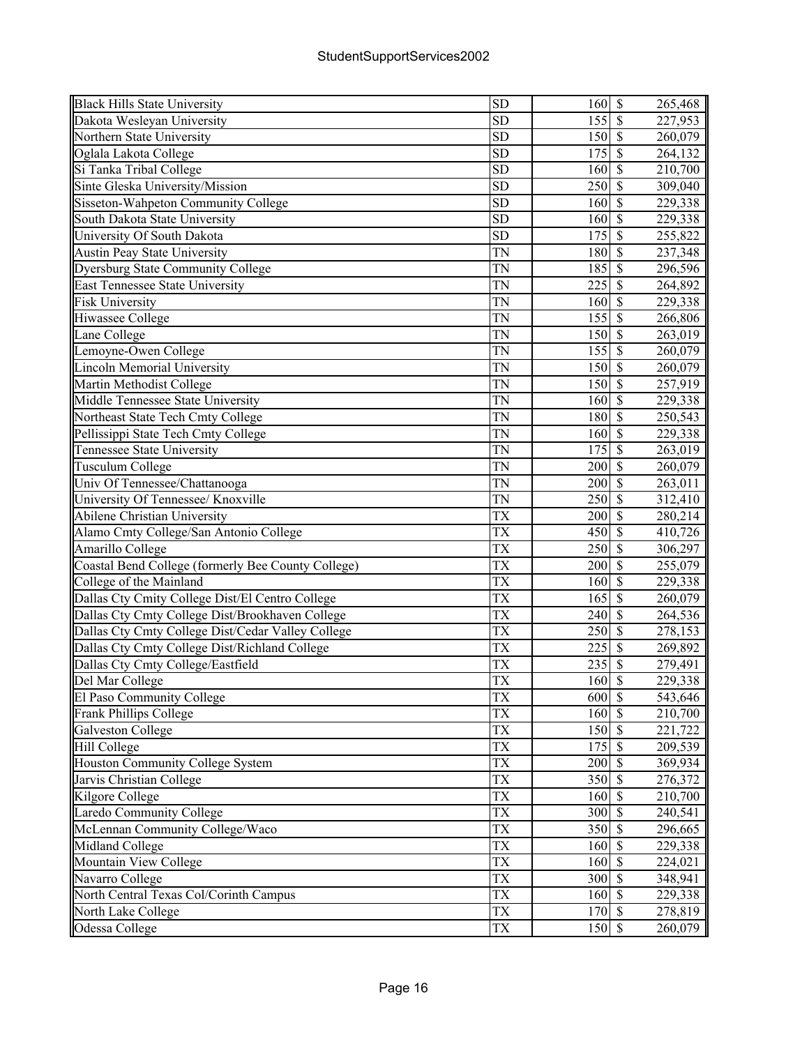| | | | | |
|---|---|---|---|---|
| Black Hills State University | SD | 160 | $ | 265,468 |
| Dakota Wesleyan University | SD | 155 | $ | 227,953 |
| Northern State University | SD | 150 | $ | 260,079 |
| Oglala Lakota College | SD | 175 | $ | 264,132 |
| Si Tanka Tribal College | SD | 160 | $ | 210,700 |
| Sinte Gleska University/Mission | SD | 250 | $ | 309,040 |
| Sisseton-Wahpeton Community College | SD | 160 | $ | 229,338 |
| South Dakota State University | SD | 160 | $ | 229,338 |
| University Of South Dakota | SD | 175 | $ | 255,822 |
| Austin Peay State University | TN | 180 | $ | 237,348 |
| Dyersburg State Community College | TN | 185 | $ | 296,596 |
| East Tennessee State University | TN | 225 | $ | 264,892 |
| Fisk University | TN | 160 | $ | 229,338 |
| Hiwassee College | TN | 155 | $ | 266,806 |
| Lane College | TN | 150 | $ | 263,019 |
| Lemoyne-Owen College | TN | 155 | $ | 260,079 |
| Lincoln Memorial University | TN | 150 | $ | 260,079 |
| Martin Methodist College | TN | 150 | $ | 257,919 |
| Middle Tennessee State University | TN | 160 | $ | 229,338 |
| Northeast State Tech Cmty College | TN | 180 | $ | 250,543 |
| Pellissippi State Tech Cmty College | TN | 160 | $ | 229,338 |
| Tennessee State University | TN | 175 | $ | 263,019 |
| Tusculum College | TN | 200 | $ | 260,079 |
| Univ Of Tennessee/Chattanooga | TN | 200 | $ | 263,011 |
| University Of Tennessee/ Knoxville | TN | 250 | $ | 312,410 |
| Abilene Christian University | TX | 200 | $ | 280,214 |
| Alamo Cmty College/San Antonio College | TX | 450 | $ | 410,726 |
| Amarillo College | TX | 250 | $ | 306,297 |
| Coastal Bend College (formerly Bee County College) | TX | 200 | $ | 255,079 |
| College of the Mainland | TX | 160 | $ | 229,338 |
| Dallas Cty Cmity College Dist/El Centro College | TX | 165 | $ | 260,079 |
| Dallas Cty Cmty College Dist/Brookhaven College | TX | 240 | $ | 264,536 |
| Dallas Cty Cmty College Dist/Cedar Valley College | TX | 250 | $ | 278,153 |
| Dallas Cty Cmty College Dist/Richland College | TX | 225 | $ | 269,892 |
| Dallas Cty Cmty College/Eastfield | TX | 235 | $ | 279,491 |
| Del Mar College | TX | 160 | $ | 229,338 |
| El Paso Community College | TX | 600 | $ | 543,646 |
| Frank Phillips College | TX | 160 | $ | 210,700 |
| Galveston College | TX | 150 | $ | 221,722 |
| Hill College | TX | 175 | $ | 209,539 |
| Houston Community College System | TX | 200 | $ | 369,934 |
| Jarvis Christian College | TX | 350 | $ | 276,372 |
| Kilgore College | TX | 160 | $ | 210,700 |
| Laredo Community College | TX | 300 | $ | 240,541 |
| McLennan Community College/Waco | TX | 350 | $ | 296,665 |
| Midland College | TX | 160 | $ | 229,338 |
| Mountain View College | TX | 160 | $ | 224,021 |
| Navarro College | TX | 300 | $ | 348,941 |
| North Central Texas Col/Corinth Campus | TX | 160 | $ | 229,338 |
| North Lake College | TX | 170 | $ | 278,819 |
| Odessa College | TX | 150 | $ | 260,079 |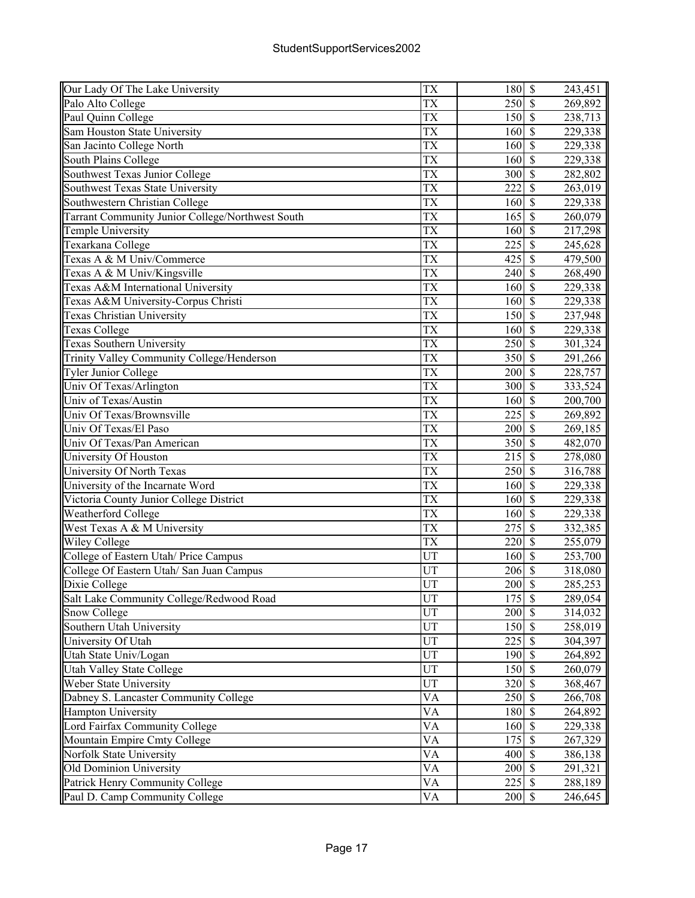| Our Lady Of The Lake University | TX | 180 | $ | 243,451 |
|---|---|---|---|---|
| Palo Alto College | TX | 250 | $ | 269,892 |
| Paul Quinn College | TX | 150 | $ | 238,713 |
| Sam Houston State University | TX | 160 | $ | 229,338 |
| San Jacinto College North | TX | 160 | $ | 229,338 |
| South Plains College | TX | 160 | $ | 229,338 |
| Southwest Texas Junior College | TX | 300 | $ | 282,802 |
| Southwest Texas State University | TX | 222 | $ | 263,019 |
| Southwestern Christian College | TX | 160 | $ | 229,338 |
| Tarrant Community Junior College/Northwest South | TX | 165 | $ | 260,079 |
| Temple University | TX | 160 | $ | 217,298 |
| Texarkana College | TX | 225 | $ | 245,628 |
| Texas A & M Univ/Commerce | TX | 425 | $ | 479,500 |
| Texas A & M Univ/Kingsville | TX | 240 | $ | 268,490 |
| Texas A&M International University | TX | 160 | $ | 229,338 |
| Texas A&M University-Corpus Christi | TX | 160 | $ | 229,338 |
| Texas Christian University | TX | 150 | $ | 237,948 |
| Texas College | TX | 160 | $ | 229,338 |
| Texas Southern University | TX | 250 | $ | 301,324 |
| Trinity Valley Community College/Henderson | TX | 350 | $ | 291,266 |
| Tyler Junior College | TX | 200 | $ | 228,757 |
| Univ Of Texas/Arlington | TX | 300 | $ | 333,524 |
| Univ of Texas/Austin | TX | 160 | $ | 200,700 |
| Univ Of Texas/Brownsville | TX | 225 | $ | 269,892 |
| Univ Of Texas/El Paso | TX | 200 | $ | 269,185 |
| Univ Of Texas/Pan American | TX | 350 | $ | 482,070 |
| University Of Houston | TX | 215 | $ | 278,080 |
| University Of North Texas | TX | 250 | $ | 316,788 |
| University of the Incarnate Word | TX | 160 | $ | 229,338 |
| Victoria County Junior College District | TX | 160 | $ | 229,338 |
| Weatherford College | TX | 160 | $ | 229,338 |
| West Texas A & M University | TX | 275 | $ | 332,385 |
| Wiley College | TX | 220 | $ | 255,079 |
| College of Eastern Utah/ Price Campus | UT | 160 | $ | 253,700 |
| College Of Eastern Utah/ San Juan Campus | UT | 206 | $ | 318,080 |
| Dixie College | UT | 200 | $ | 285,253 |
| Salt Lake Community College/Redwood Road | UT | 175 | $ | 289,054 |
| Snow College | UT | 200 | $ | 314,032 |
| Southern Utah University | UT | 150 | $ | 258,019 |
| University Of Utah | UT | 225 | $ | 304,397 |
| Utah State Univ/Logan | UT | 190 | $ | 264,892 |
| Utah Valley State College | UT | 150 | $ | 260,079 |
| Weber State University | UT | 320 | $ | 368,467 |
| Dabney S. Lancaster Community College | VA | 250 | $ | 266,708 |
| Hampton University | VA | 180 | $ | 264,892 |
| Lord Fairfax Community College | VA | 160 | $ | 229,338 |
| Mountain Empire Cmty College | VA | 175 | $ | 267,329 |
| Norfolk State University | VA | 400 | $ | 386,138 |
| Old Dominion University | VA | 200 | $ | 291,321 |
| Patrick Henry Community College | VA | 225 | $ | 288,189 |
| Paul D. Camp Community College | VA | 200 | $ | 246,645 |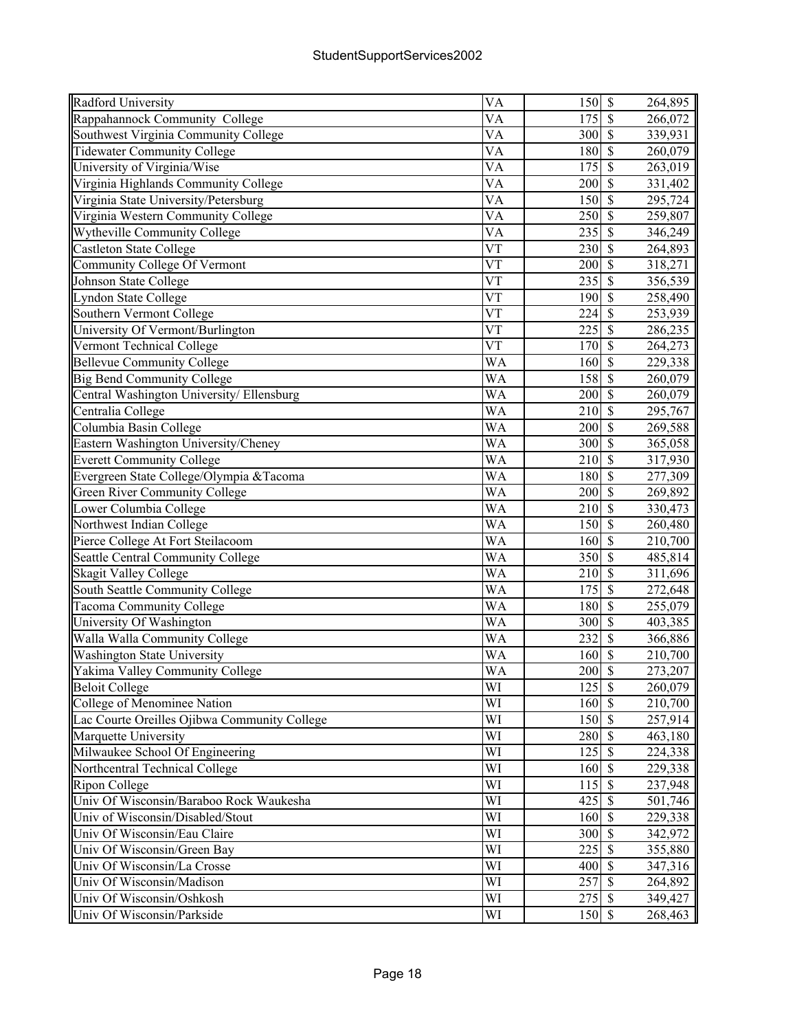| Radford University | VA | 150 | $ | 264,895 |
|---|---|---|---|---|
| Rappahannock Community College | VA | 175 | $ | 266,072 |
| Southwest Virginia Community College | VA | 300 | $ | 339,931 |
| Tidewater Community College | VA | 180 | $ | 260,079 |
| University of Virginia/Wise | VA | 175 | $ | 263,019 |
| Virginia Highlands Community College | VA | 200 | $ | 331,402 |
| Virginia State University/Petersburg | VA | 150 | $ | 295,724 |
| Virginia Western Community College | VA | 250 | $ | 259,807 |
| Wytheville Community College | VA | 235 | $ | 346,249 |
| Castleton State College | VT | 230 | $ | 264,893 |
| Community College Of Vermont | VT | 200 | $ | 318,271 |
| Johnson State College | VT | 235 | $ | 356,539 |
| Lyndon State College | VT | 190 | $ | 258,490 |
| Southern Vermont College | VT | 224 | $ | 253,939 |
| University Of Vermont/Burlington | VT | 225 | $ | 286,235 |
| Vermont Technical College | VT | 170 | $ | 264,273 |
| Bellevue Community College | WA | 160 | $ | 229,338 |
| Big Bend Community College | WA | 158 | $ | 260,079 |
| Central Washington University/ Ellensburg | WA | 200 | $ | 260,079 |
| Centralia College | WA | 210 | $ | 295,767 |
| Columbia Basin College | WA | 200 | $ | 269,588 |
| Eastern Washington University/Cheney | WA | 300 | $ | 365,058 |
| Everett Community College | WA | 210 | $ | 317,930 |
| Evergreen State College/Olympia &Tacoma | WA | 180 | $ | 277,309 |
| Green River Community College | WA | 200 | $ | 269,892 |
| Lower Columbia College | WA | 210 | $ | 330,473 |
| Northwest Indian College | WA | 150 | $ | 260,480 |
| Pierce College At Fort Steilacoom | WA | 160 | $ | 210,700 |
| Seattle Central Community College | WA | 350 | $ | 485,814 |
| Skagit Valley College | WA | 210 | $ | 311,696 |
| South Seattle Community College | WA | 175 | $ | 272,648 |
| Tacoma Community College | WA | 180 | $ | 255,079 |
| University Of Washington | WA | 300 | $ | 403,385 |
| Walla Walla Community College | WA | 232 | $ | 366,886 |
| Washington State University | WA | 160 | $ | 210,700 |
| Yakima Valley Community College | WA | 200 | $ | 273,207 |
| Beloit College | WI | 125 | $ | 260,079 |
| College of Menominee Nation | WI | 160 | $ | 210,700 |
| Lac Courte Oreilles Ojibwa Community College | WI | 150 | $ | 257,914 |
| Marquette University | WI | 280 | $ | 463,180 |
| Milwaukee School Of Engineering | WI | 125 | $ | 224,338 |
| Northcentral Technical College | WI | 160 | $ | 229,338 |
| Ripon College | WI | 115 | $ | 237,948 |
| Univ Of Wisconsin/Baraboo Rock Waukesha | WI | 425 | $ | 501,746 |
| Univ of Wisconsin/Disabled/Stout | WI | 160 | $ | 229,338 |
| Univ Of Wisconsin/Eau Claire | WI | 300 | $ | 342,972 |
| Univ Of Wisconsin/Green Bay | WI | 225 | $ | 355,880 |
| Univ Of Wisconsin/La Crosse | WI | 400 | $ | 347,316 |
| Univ Of Wisconsin/Madison | WI | 257 | $ | 264,892 |
| Univ Of Wisconsin/Oshkosh | WI | 275 | $ | 349,427 |
| Univ Of Wisconsin/Parkside | WI | 150 | $ | 268,463 |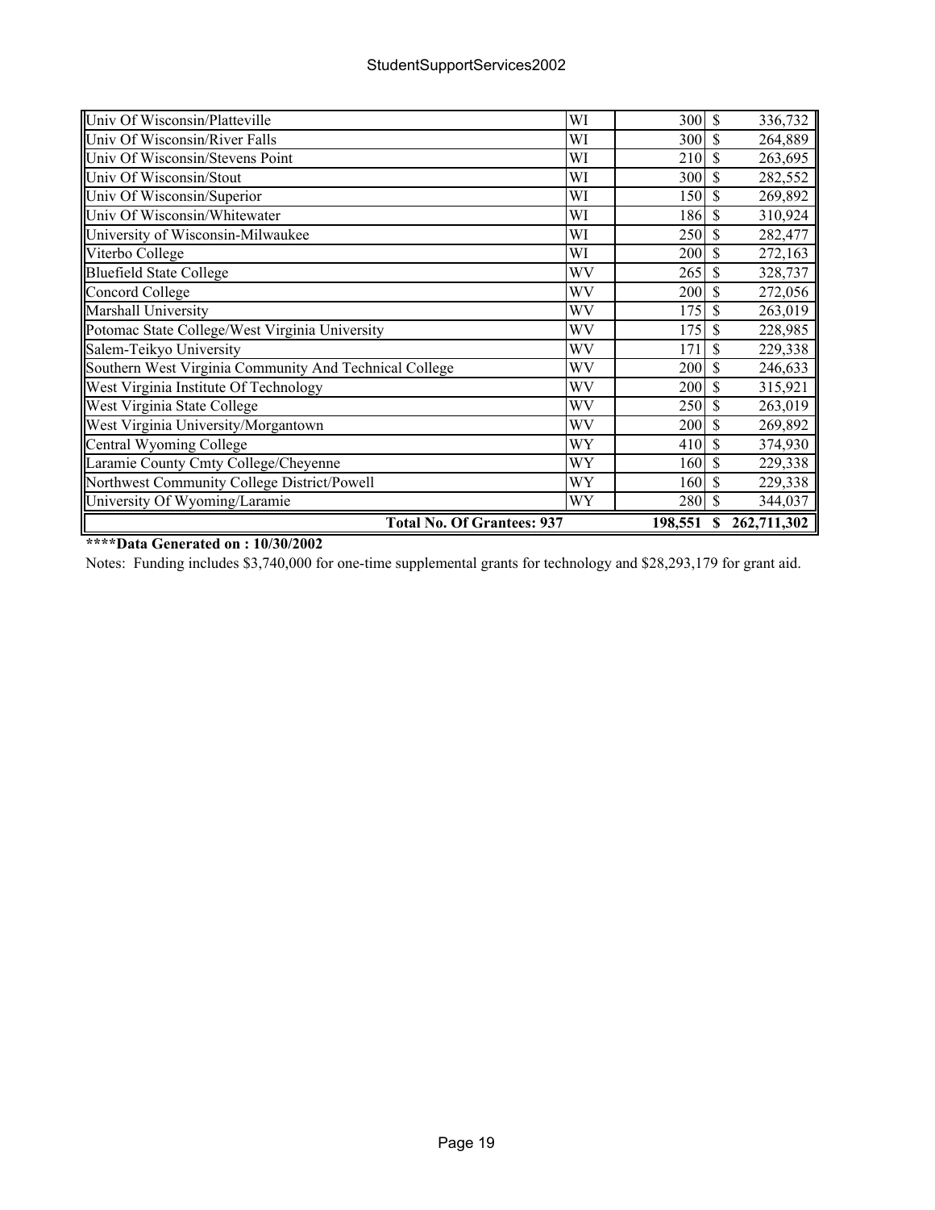| | | | |
|---|---|---|---|
| Univ Of Wisconsin/Platteville | WI | 300 | $ 336,732 |
| Univ Of Wisconsin/River Falls | WI | 300 | $ 264,889 |
| Univ Of Wisconsin/Stevens Point | WI | 210 | $ 263,695 |
| Univ Of Wisconsin/Stout | WI | 300 | $ 282,552 |
| Univ Of Wisconsin/Superior | WI | 150 | $ 269,892 |
| Univ Of Wisconsin/Whitewater | WI | 186 | $ 310,924 |
| University of Wisconsin-Milwaukee | WI | 250 | $ 282,477 |
| Viterbo College | WI | 200 | $ 272,163 |
| Bluefield State College | WV | 265 | $ 328,737 |
| Concord College | WV | 200 | $ 272,056 |
| Marshall University | WV | 175 | $ 263,019 |
| Potomac State College/West Virginia University | WV | 175 | $ 228,985 |
| Salem-Teikyo University | WV | 171 | $ 229,338 |
| Southern West Virginia Community And Technical College | WV | 200 | $ 246,633 |
| West Virginia Institute Of Technology | WV | 200 | $ 315,921 |
| West Virginia State College | WV | 250 | $ 263,019 |
| West Virginia University/Morgantown | WV | 200 | $ 269,892 |
| Central Wyoming College | WY | 410 | $ 374,930 |
| Laramie County Cmty College/Cheyenne | WY | 160 | $ 229,338 |
| Northwest Community College District/Powell | WY | 160 | $ 229,338 |
| University Of Wyoming/Laramie | WY | 280 | $ 344,037 |
| **Total No. Of Grantees: 937** | | **198,551** | **$ 262,711,302** |

**\*\*\*\*Data Generated on : 10/30/2002**

Notes: Funding includes $3,740,000 for one-time supplemental grants for technology and $28,293,179 for grant aid.